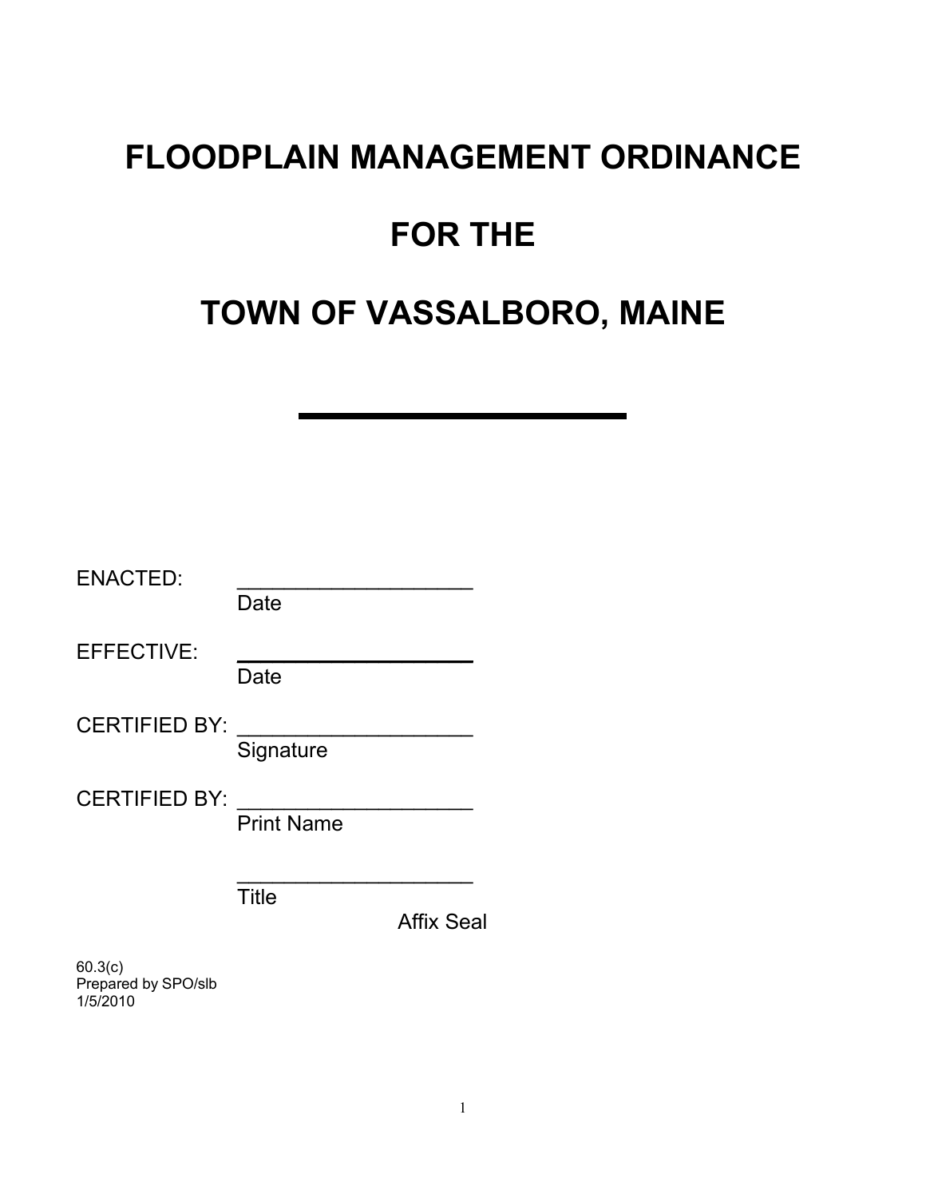# FLOODPLAIN MANAGEMENT ORDINANCE

# FOR THE

# TOWN OF VASSALBORO, MAINE

---

ENACTED: ____________________
Date

EFFECTIVE: ____________________
Date

CERTIFIED BY: ____________________
Signature

CERTIFIED BY: ____________________
Print Name

____________________
Title

Affix Seal

60.3(c)
Prepared by SPO/slb
1/5/2010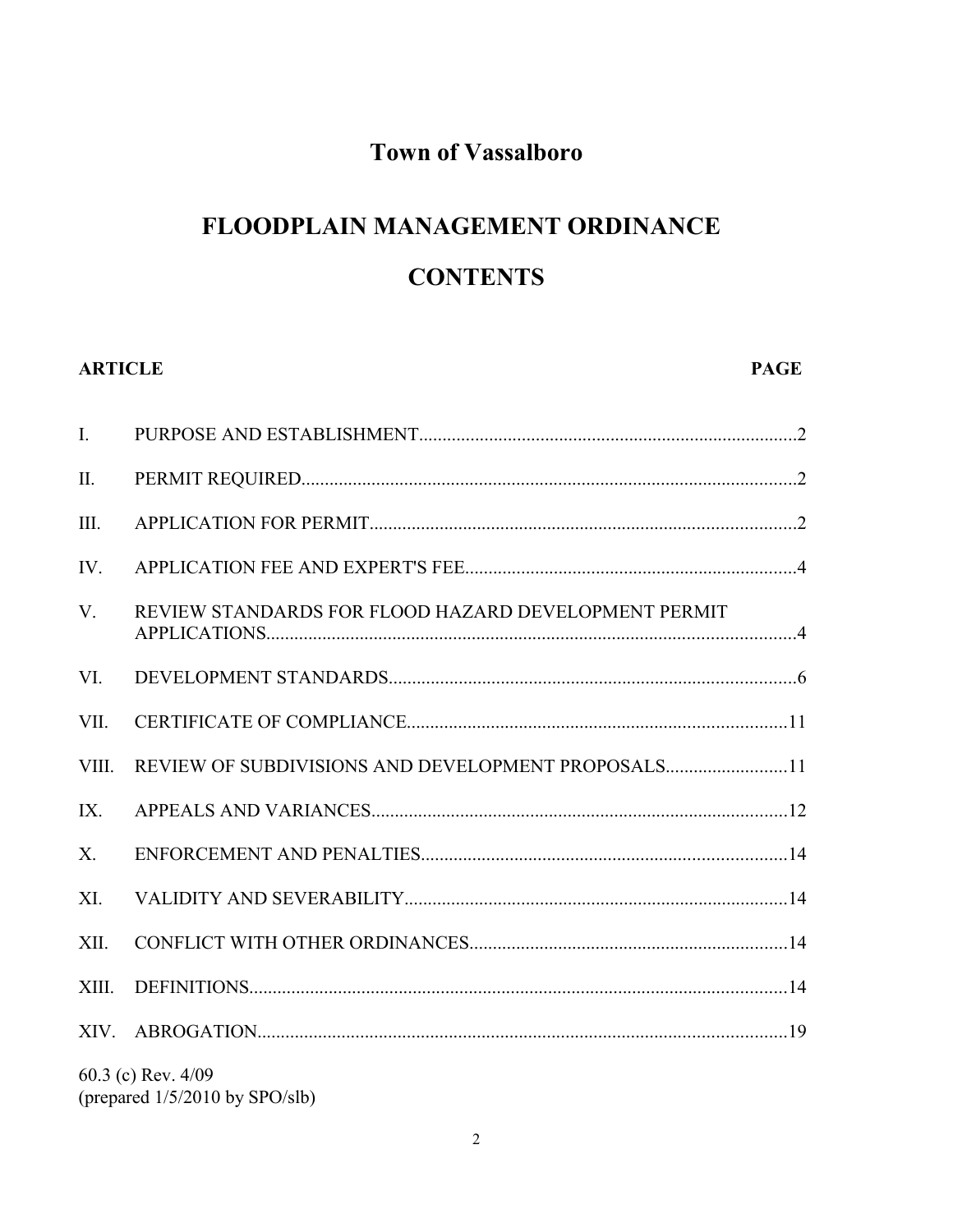# Town of Vassalboro

# FLOODPLAIN MANAGEMENT ORDINANCE

# CONTENTS

| ARTICLE | | PAGE |
|---|---|---|
| I. | PURPOSE AND ESTABLISHMENT | 2 |
| II. | PERMIT REQUIRED | 2 |
| III. | APPLICATION FOR PERMIT | 2 |
| IV. | APPLICATION FEE AND EXPERT'S FEE | 4 |
| V. | REVIEW STANDARDS FOR FLOOD HAZARD DEVELOPMENT PERMIT APPLICATIONS | 4 |
| VI. | DEVELOPMENT STANDARDS | 6 |
| VII. | CERTIFICATE OF COMPLIANCE | 11 |
| VIII. | REVIEW OF SUBDIVISIONS AND DEVELOPMENT PROPOSALS | 11 |
| IX. | APPEALS AND VARIANCES | 12 |
| X. | ENFORCEMENT AND PENALTIES | 14 |
| XI. | VALIDITY AND SEVERABILITY | 14 |
| XII. | CONFLICT WITH OTHER ORDINANCES | 14 |
| XIII. | DEFINITIONS | 14 |
| XIV. | ABROGATION | 19 |

60.3 (c) Rev. 4/09
(prepared 1/5/2010 by SPO/slb)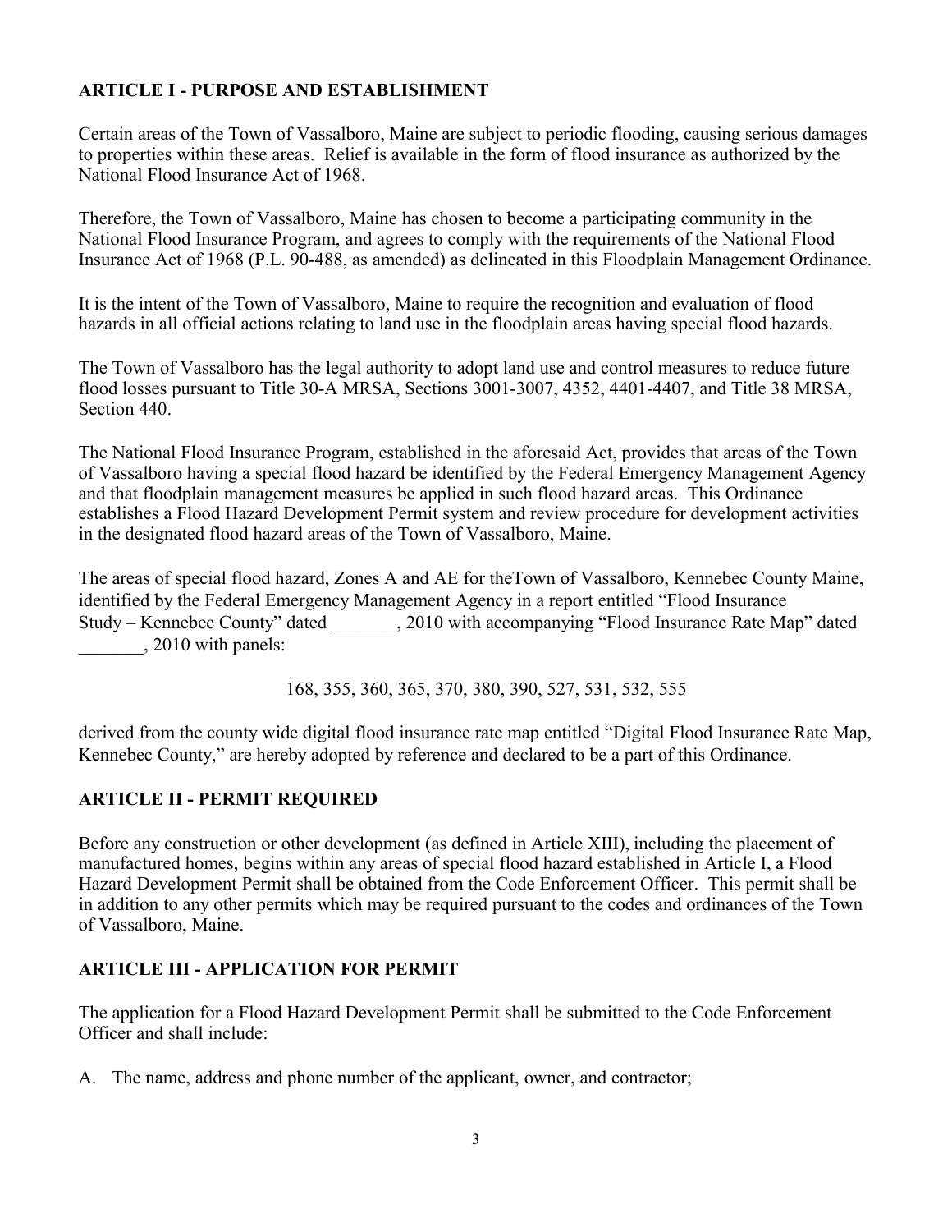## ARTICLE I - PURPOSE AND ESTABLISHMENT

Certain areas of the Town of Vassalboro, Maine are subject to periodic flooding, causing serious damages to properties within these areas. Relief is available in the form of flood insurance as authorized by the National Flood Insurance Act of 1968.

Therefore, the Town of Vassalboro, Maine has chosen to become a participating community in the National Flood Insurance Program, and agrees to comply with the requirements of the National Flood Insurance Act of 1968 (P.L. 90-488, as amended) as delineated in this Floodplain Management Ordinance.

It is the intent of the Town of Vassalboro, Maine to require the recognition and evaluation of flood hazards in all official actions relating to land use in the floodplain areas having special flood hazards.

The Town of Vassalboro has the legal authority to adopt land use and control measures to reduce future flood losses pursuant to Title 30-A MRSA, Sections 3001-3007, 4352, 4401-4407, and Title 38 MRSA, Section 440.

The National Flood Insurance Program, established in the aforesaid Act, provides that areas of the Town of Vassalboro having a special flood hazard be identified by the Federal Emergency Management Agency and that floodplain management measures be applied in such flood hazard areas. This Ordinance establishes a Flood Hazard Development Permit system and review procedure for development activities in the designated flood hazard areas of the Town of Vassalboro, Maine.

The areas of special flood hazard, Zones A and AE for theTown of Vassalboro, Kennebec County Maine, identified by the Federal Emergency Management Agency in a report entitled "Flood Insurance Study – Kennebec County" dated _______, 2010 with accompanying "Flood Insurance Rate Map" dated _______, 2010 with panels:

168, 355, 360, 365, 370, 380, 390, 527, 531, 532, 555

derived from the county wide digital flood insurance rate map entitled "Digital Flood Insurance Rate Map, Kennebec County," are hereby adopted by reference and declared to be a part of this Ordinance.

## ARTICLE II - PERMIT REQUIRED

Before any construction or other development (as defined in Article XIII), including the placement of manufactured homes, begins within any areas of special flood hazard established in Article I, a Flood Hazard Development Permit shall be obtained from the Code Enforcement Officer. This permit shall be in addition to any other permits which may be required pursuant to the codes and ordinances of the Town of Vassalboro, Maine.

## ARTICLE III - APPLICATION FOR PERMIT

The application for a Flood Hazard Development Permit shall be submitted to the Code Enforcement Officer and shall include:

A. The name, address and phone number of the applicant, owner, and contractor;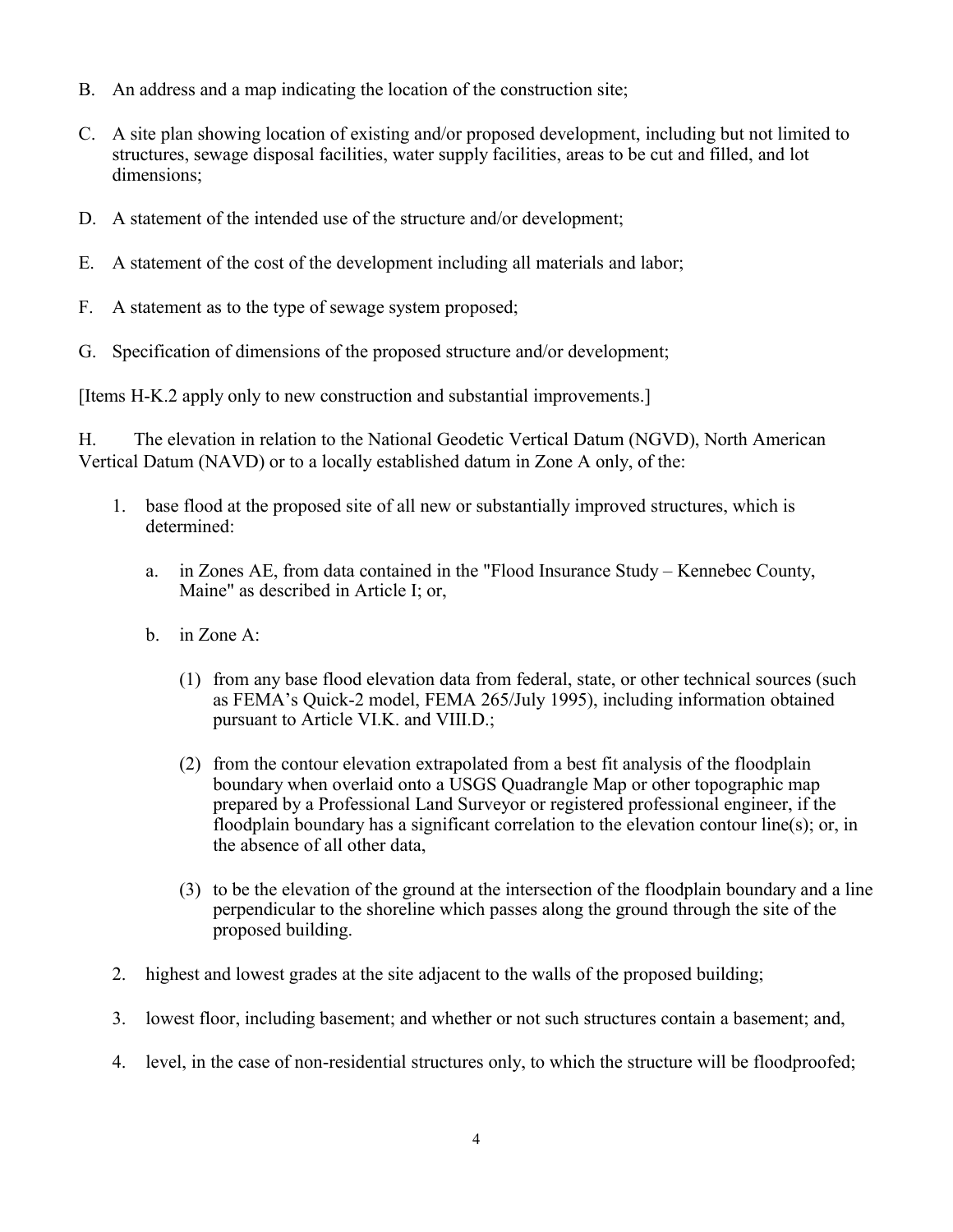B. An address and a map indicating the location of the construction site;

C. A site plan showing location of existing and/or proposed development, including but not limited to structures, sewage disposal facilities, water supply facilities, areas to be cut and filled, and lot dimensions;

D. A statement of the intended use of the structure and/or development;

E. A statement of the cost of the development including all materials and labor;

F. A statement as to the type of sewage system proposed;

G. Specification of dimensions of the proposed structure and/or development;

[Items H-K.2 apply only to new construction and substantial improvements.]

H. The elevation in relation to the National Geodetic Vertical Datum (NGVD), North American Vertical Datum (NAVD) or to a locally established datum in Zone A only, of the:

1. base flood at the proposed site of all new or substantially improved structures, which is determined:

   a. in Zones AE, from data contained in the "Flood Insurance Study – Kennebec County, Maine" as described in Article I; or,

   b. in Zone A:

      (1) from any base flood elevation data from federal, state, or other technical sources (such as FEMA's Quick-2 model, FEMA 265/July 1995), including information obtained pursuant to Article VI.K. and VIII.D.;

      (2) from the contour elevation extrapolated from a best fit analysis of the floodplain boundary when overlaid onto a USGS Quadrangle Map or other topographic map prepared by a Professional Land Surveyor or registered professional engineer, if the floodplain boundary has a significant correlation to the elevation contour line(s); or, in the absence of all other data,

      (3) to be the elevation of the ground at the intersection of the floodplain boundary and a line perpendicular to the shoreline which passes along the ground through the site of the proposed building.

2. highest and lowest grades at the site adjacent to the walls of the proposed building;

3. lowest floor, including basement; and whether or not such structures contain a basement; and,

4. level, in the case of non-residential structures only, to which the structure will be floodproofed;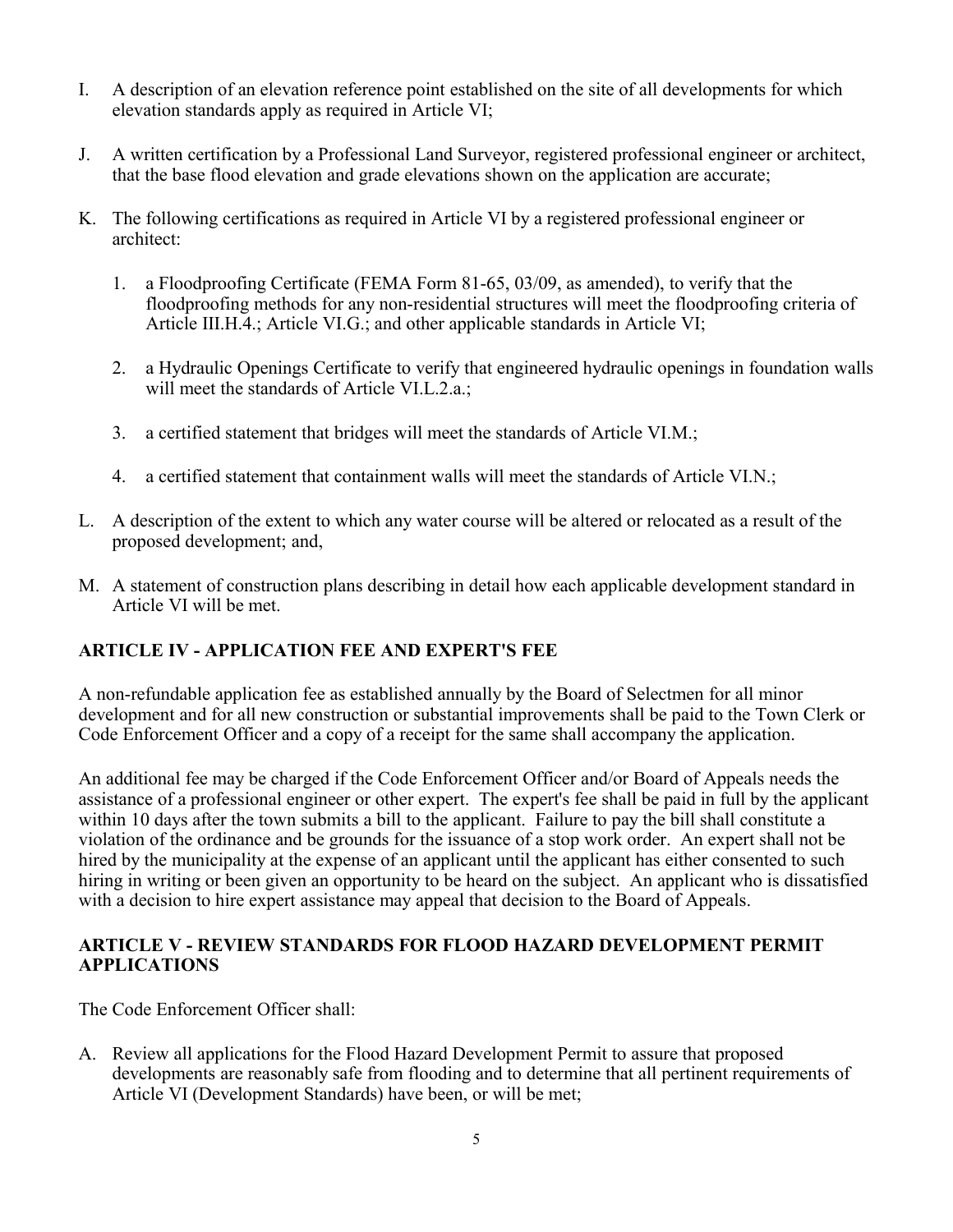I. A description of an elevation reference point established on the site of all developments for which elevation standards apply as required in Article VI;

J. A written certification by a Professional Land Surveyor, registered professional engineer or architect, that the base flood elevation and grade elevations shown on the application are accurate;

K. The following certifications as required in Article VI by a registered professional engineer or architect:

   1. a Floodproofing Certificate (FEMA Form 81-65, 03/09, as amended), to verify that the floodproofing methods for any non-residential structures will meet the floodproofing criteria of Article III.H.4.; Article VI.G.; and other applicable standards in Article VI;

   2. a Hydraulic Openings Certificate to verify that engineered hydraulic openings in foundation walls will meet the standards of Article VI.L.2.a.;

   3. a certified statement that bridges will meet the standards of Article VI.M.;

   4. a certified statement that containment walls will meet the standards of Article VI.N.;

L. A description of the extent to which any water course will be altered or relocated as a result of the proposed development; and,

M. A statement of construction plans describing in detail how each applicable development standard in Article VI will be met.

## ARTICLE IV - APPLICATION FEE AND EXPERT'S FEE

A non-refundable application fee as established annually by the Board of Selectmen for all minor development and for all new construction or substantial improvements shall be paid to the Town Clerk or Code Enforcement Officer and a copy of a receipt for the same shall accompany the application.

An additional fee may be charged if the Code Enforcement Officer and/or Board of Appeals needs the assistance of a professional engineer or other expert. The expert's fee shall be paid in full by the applicant within 10 days after the town submits a bill to the applicant. Failure to pay the bill shall constitute a violation of the ordinance and be grounds for the issuance of a stop work order. An expert shall not be hired by the municipality at the expense of an applicant until the applicant has either consented to such hiring in writing or been given an opportunity to be heard on the subject. An applicant who is dissatisfied with a decision to hire expert assistance may appeal that decision to the Board of Appeals.

## ARTICLE V - REVIEW STANDARDS FOR FLOOD HAZARD DEVELOPMENT PERMIT APPLICATIONS

The Code Enforcement Officer shall:

A. Review all applications for the Flood Hazard Development Permit to assure that proposed developments are reasonably safe from flooding and to determine that all pertinent requirements of Article VI (Development Standards) have been, or will be met;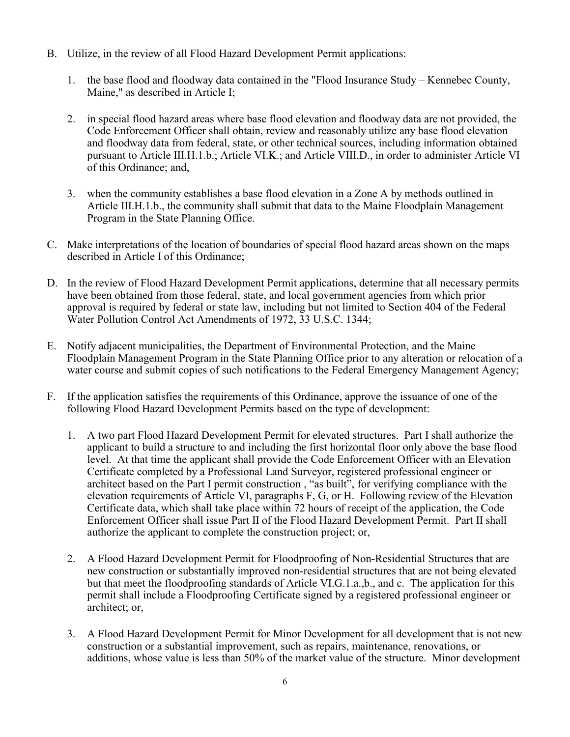B. Utilize, in the review of all Flood Hazard Development Permit applications:

   1. the base flood and floodway data contained in the "Flood Insurance Study – Kennebec County, Maine," as described in Article I;

   2. in special flood hazard areas where base flood elevation and floodway data are not provided, the Code Enforcement Officer shall obtain, review and reasonably utilize any base flood elevation and floodway data from federal, state, or other technical sources, including information obtained pursuant to Article III.H.1.b.; Article VI.K.; and Article VIII.D., in order to administer Article VI of this Ordinance; and,

   3. when the community establishes a base flood elevation in a Zone A by methods outlined in Article III.H.1.b., the community shall submit that data to the Maine Floodplain Management Program in the State Planning Office.

C. Make interpretations of the location of boundaries of special flood hazard areas shown on the maps described in Article I of this Ordinance;

D. In the review of Flood Hazard Development Permit applications, determine that all necessary permits have been obtained from those federal, state, and local government agencies from which prior approval is required by federal or state law, including but not limited to Section 404 of the Federal Water Pollution Control Act Amendments of 1972, 33 U.S.C. 1344;

E. Notify adjacent municipalities, the Department of Environmental Protection, and the Maine Floodplain Management Program in the State Planning Office prior to any alteration or relocation of a water course and submit copies of such notifications to the Federal Emergency Management Agency;

F. If the application satisfies the requirements of this Ordinance, approve the issuance of one of the following Flood Hazard Development Permits based on the type of development:

   1. A two part Flood Hazard Development Permit for elevated structures. Part I shall authorize the applicant to build a structure to and including the first horizontal floor only above the base flood level. At that time the applicant shall provide the Code Enforcement Officer with an Elevation Certificate completed by a Professional Land Surveyor, registered professional engineer or architect based on the Part I permit construction , "as built", for verifying compliance with the elevation requirements of Article VI, paragraphs F, G, or H. Following review of the Elevation Certificate data, which shall take place within 72 hours of receipt of the application, the Code Enforcement Officer shall issue Part II of the Flood Hazard Development Permit. Part II shall authorize the applicant to complete the construction project; or,

   2. A Flood Hazard Development Permit for Floodproofing of Non-Residential Structures that are new construction or substantially improved non-residential structures that are not being elevated but that meet the floodproofing standards of Article VI.G.1.a.,b., and c. The application for this permit shall include a Floodproofing Certificate signed by a registered professional engineer or architect; or,

   3. A Flood Hazard Development Permit for Minor Development for all development that is not new construction or a substantial improvement, such as repairs, maintenance, renovations, or additions, whose value is less than 50% of the market value of the structure. Minor development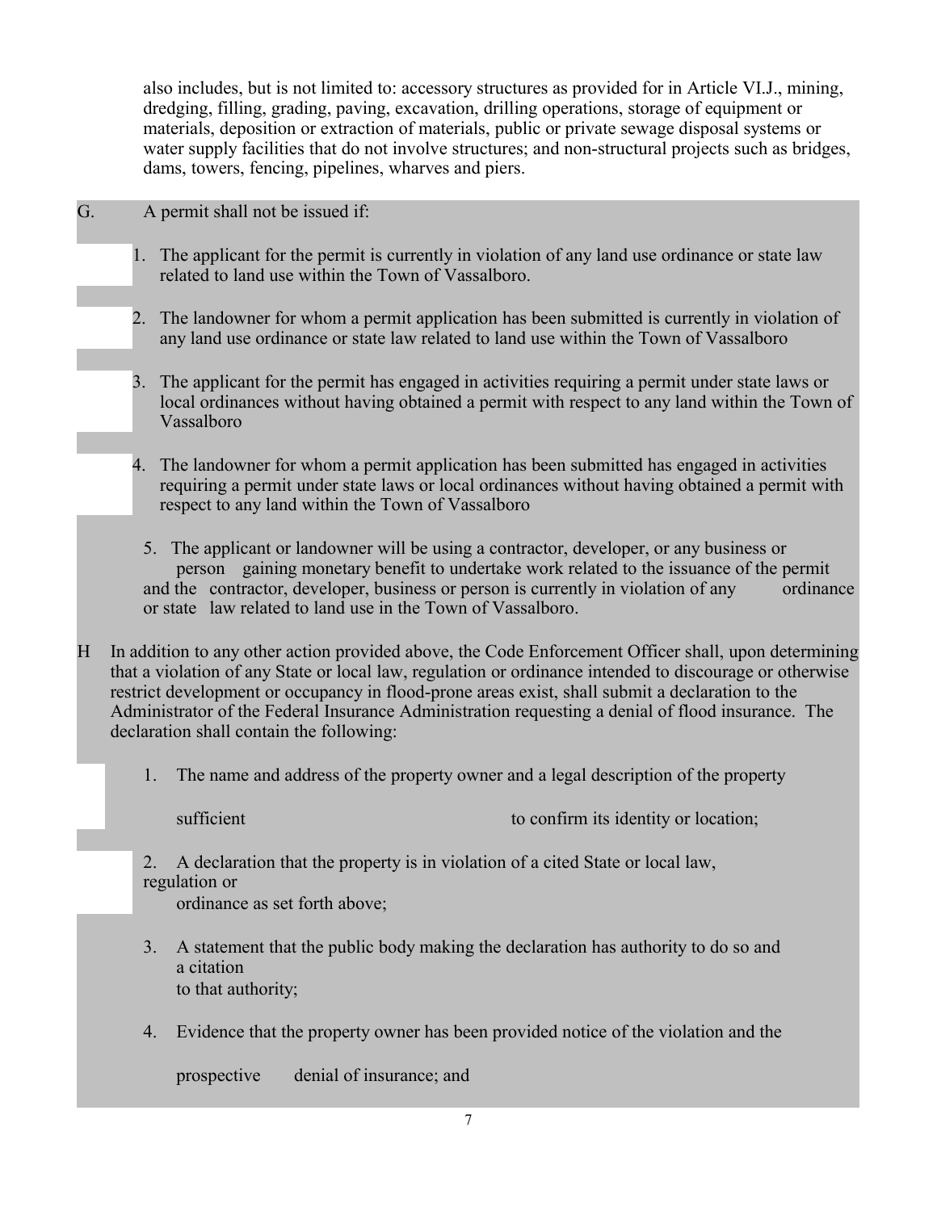also includes, but is not limited to: accessory structures as provided for in Article VI.J., mining, dredging, filling, grading, paving, excavation, drilling operations, storage of equipment or materials, deposition or extraction of materials, public or private sewage disposal systems or water supply facilities that do not involve structures; and non-structural projects such as bridges, dams, towers, fencing, pipelines, wharves and piers.

G. A permit shall not be issued if:

1. The applicant for the permit is currently in violation of any land use ordinance or state law related to land use within the Town of Vassalboro.
2. The landowner for whom a permit application has been submitted is currently in violation of any land use ordinance or state law related to land use within the Town of Vassalboro
3. The applicant for the permit has engaged in activities requiring a permit under state laws or local ordinances without having obtained a permit with respect to any land within the Town of Vassalboro
4. The landowner for whom a permit application has been submitted has engaged in activities requiring a permit under state laws or local ordinances without having obtained a permit with respect to any land within the Town of Vassalboro
5. The applicant or landowner will be using a contractor, developer, or any business or person gaining monetary benefit to undertake work related to the issuance of the permit and the contractor, developer, business or person is currently in violation of any ordinance or state law related to land use in the Town of Vassalboro.

H In addition to any other action provided above, the Code Enforcement Officer shall, upon determining that a violation of any State or local law, regulation or ordinance intended to discourage or otherwise restrict development or occupancy in flood-prone areas exist, shall submit a declaration to the Administrator of the Federal Insurance Administration requesting a denial of flood insurance. The declaration shall contain the following:

1. The name and address of the property owner and a legal description of the property sufficient to confirm its identity or location;
2. A declaration that the property is in violation of a cited State or local law, regulation or ordinance as set forth above;
3. A statement that the public body making the declaration has authority to do so and a citation to that authority;
4. Evidence that the property owner has been provided notice of the violation and the prospective denial of insurance; and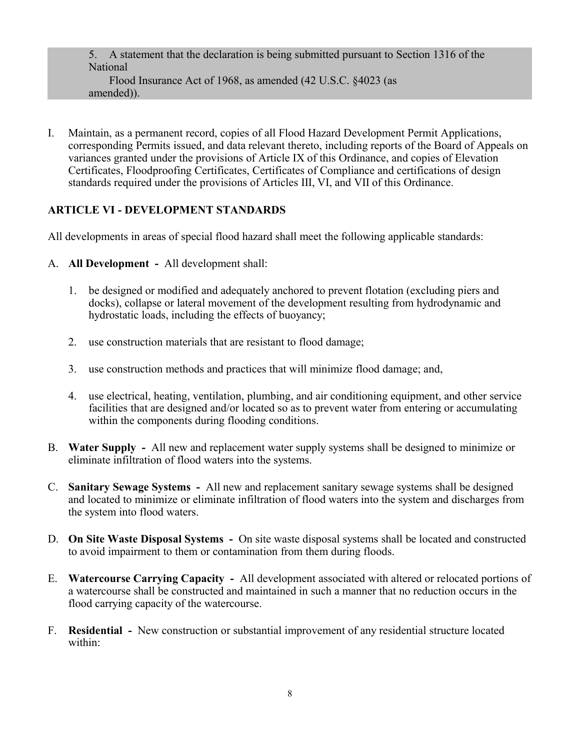5. A statement that the declaration is being submitted pursuant to Section 1316 of the National Flood Insurance Act of 1968, as amended (42 U.S.C. §4023 (as amended)).

I. Maintain, as a permanent record, copies of all Flood Hazard Development Permit Applications, corresponding Permits issued, and data relevant thereto, including reports of the Board of Appeals on variances granted under the provisions of Article IX of this Ordinance, and copies of Elevation Certificates, Floodproofing Certificates, Certificates of Compliance and certifications of design standards required under the provisions of Articles III, VI, and VII of this Ordinance.

## ARTICLE VI - DEVELOPMENT STANDARDS

All developments in areas of special flood hazard shall meet the following applicable standards:

A. **All Development -** All development shall:

   1. be designed or modified and adequately anchored to prevent flotation (excluding piers and docks), collapse or lateral movement of the development resulting from hydrodynamic and hydrostatic loads, including the effects of buoyancy;

   2. use construction materials that are resistant to flood damage;

   3. use construction methods and practices that will minimize flood damage; and,

   4. use electrical, heating, ventilation, plumbing, and air conditioning equipment, and other service facilities that are designed and/or located so as to prevent water from entering or accumulating within the components during flooding conditions.

B. **Water Supply -** All new and replacement water supply systems shall be designed to minimize or eliminate infiltration of flood waters into the systems.

C. **Sanitary Sewage Systems -** All new and replacement sanitary sewage systems shall be designed and located to minimize or eliminate infiltration of flood waters into the system and discharges from the system into flood waters.

D. **On Site Waste Disposal Systems -** On site waste disposal systems shall be located and constructed to avoid impairment to them or contamination from them during floods.

E. **Watercourse Carrying Capacity -** All development associated with altered or relocated portions of a watercourse shall be constructed and maintained in such a manner that no reduction occurs in the flood carrying capacity of the watercourse.

F. **Residential -** New construction or substantial improvement of any residential structure located within: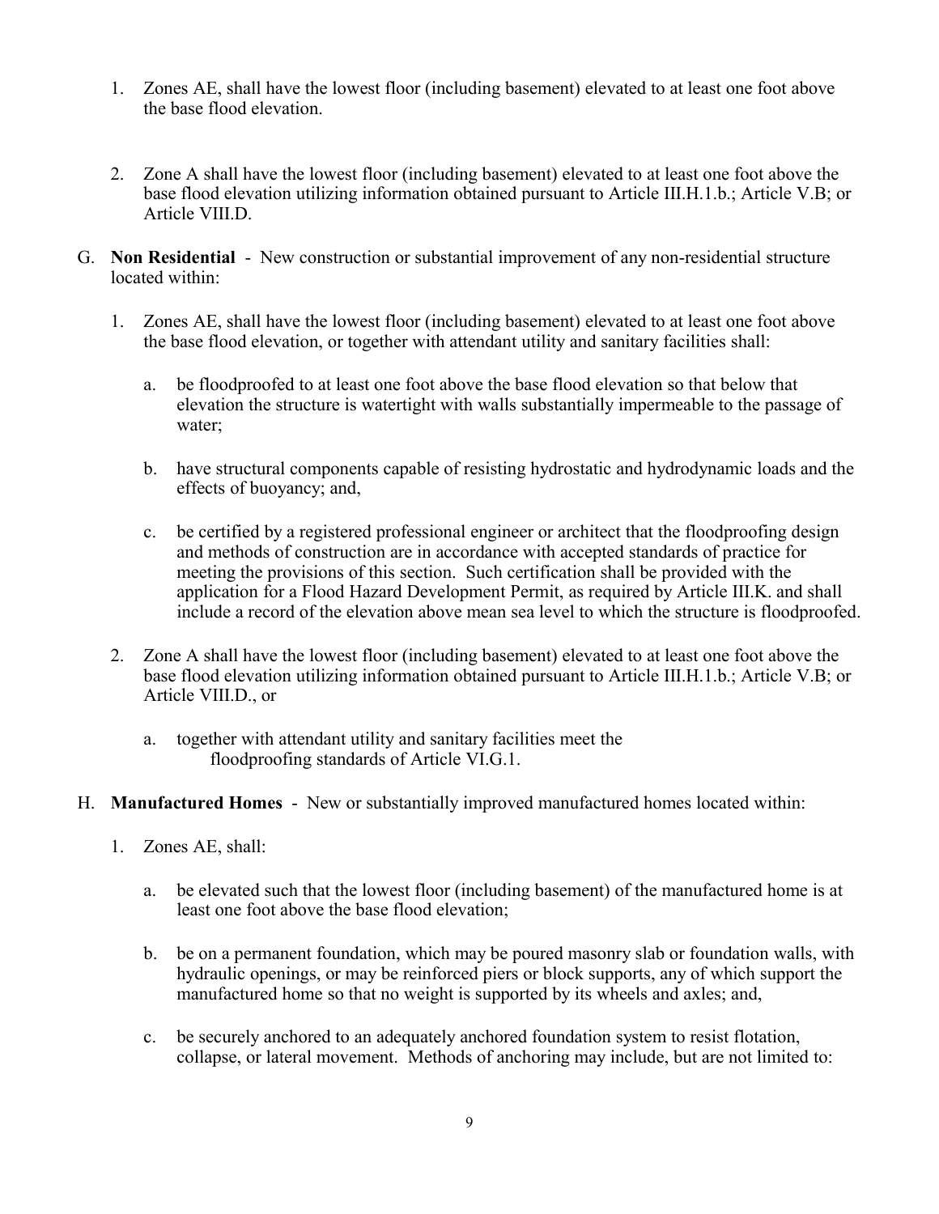1. Zones AE, shall have the lowest floor (including basement) elevated to at least one foot above the base flood elevation.

2. Zone A shall have the lowest floor (including basement) elevated to at least one foot above the base flood elevation utilizing information obtained pursuant to Article III.H.1.b.; Article V.B; or Article VIII.D.

G. **Non Residential** - New construction or substantial improvement of any non-residential structure located within:

   1. Zones AE, shall have the lowest floor (including basement) elevated to at least one foot above the base flood elevation, or together with attendant utility and sanitary facilities shall:

      a. be floodproofed to at least one foot above the base flood elevation so that below that elevation the structure is watertight with walls substantially impermeable to the passage of water;

      b. have structural components capable of resisting hydrostatic and hydrodynamic loads and the effects of buoyancy; and,

      c. be certified by a registered professional engineer or architect that the floodproofing design and methods of construction are in accordance with accepted standards of practice for meeting the provisions of this section. Such certification shall be provided with the application for a Flood Hazard Development Permit, as required by Article III.K. and shall include a record of the elevation above mean sea level to which the structure is floodproofed.

   2. Zone A shall have the lowest floor (including basement) elevated to at least one foot above the base flood elevation utilizing information obtained pursuant to Article III.H.1.b.; Article V.B; or Article VIII.D., or

      a. together with attendant utility and sanitary facilities meet the floodproofing standards of Article VI.G.1.

H. **Manufactured Homes** - New or substantially improved manufactured homes located within:

   1. Zones AE, shall:

      a. be elevated such that the lowest floor (including basement) of the manufactured home is at least one foot above the base flood elevation;

      b. be on a permanent foundation, which may be poured masonry slab or foundation walls, with hydraulic openings, or may be reinforced piers or block supports, any of which support the manufactured home so that no weight is supported by its wheels and axles; and,

      c. be securely anchored to an adequately anchored foundation system to resist flotation, collapse, or lateral movement. Methods of anchoring may include, but are not limited to: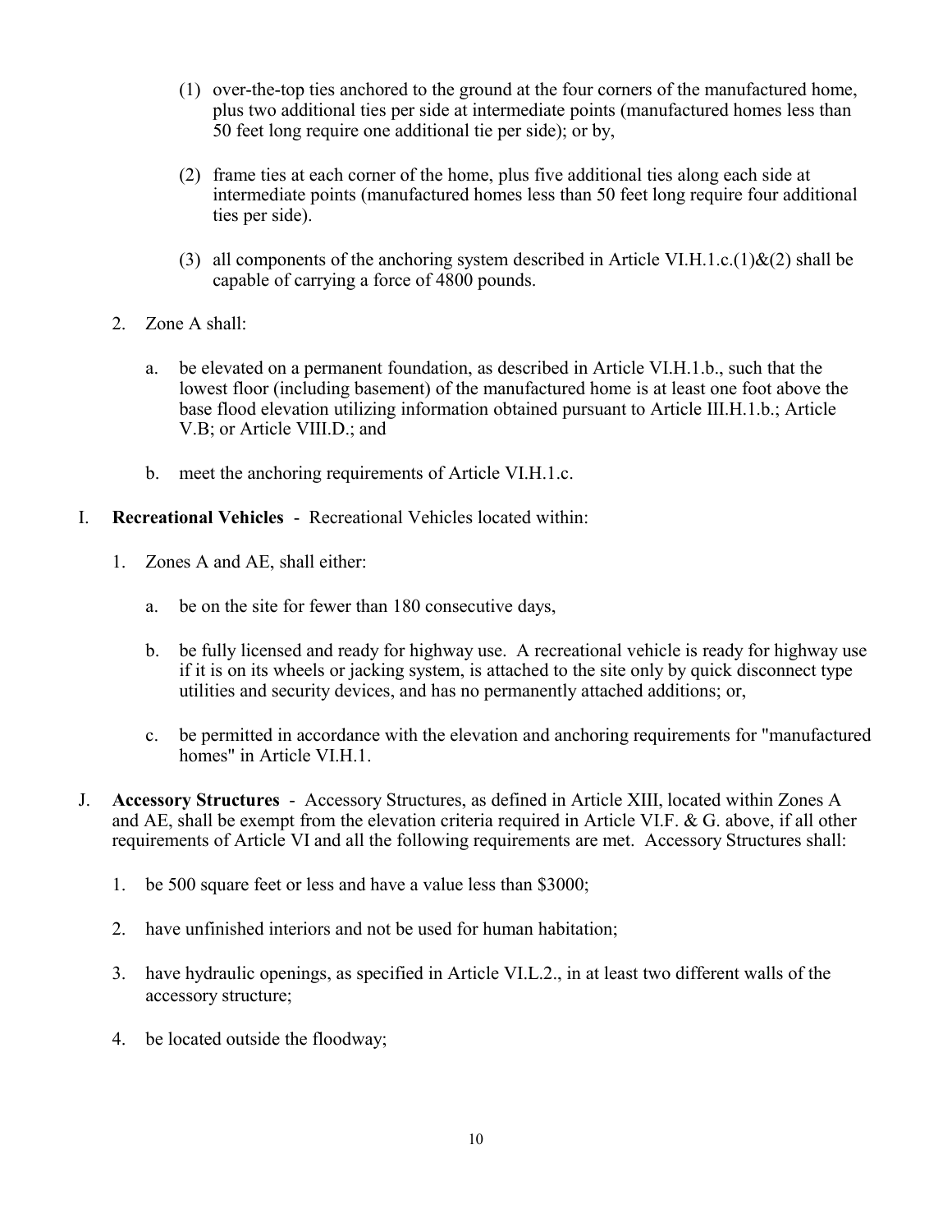(1) over-the-top ties anchored to the ground at the four corners of the manufactured home, plus two additional ties per side at intermediate points (manufactured homes less than 50 feet long require one additional tie per side); or by,

(2) frame ties at each corner of the home, plus five additional ties along each side at intermediate points (manufactured homes less than 50 feet long require four additional ties per side).

(3) all components of the anchoring system described in Article VI.H.1.c.(1)&(2) shall be capable of carrying a force of 4800 pounds.

2. Zone A shall:

   a. be elevated on a permanent foundation, as described in Article VI.H.1.b., such that the lowest floor (including basement) of the manufactured home is at least one foot above the base flood elevation utilizing information obtained pursuant to Article III.H.1.b.; Article V.B; or Article VIII.D.; and

   b. meet the anchoring requirements of Article VI.H.1.c.

I. **Recreational Vehicles** - Recreational Vehicles located within:

1. Zones A and AE, shall either:

   a. be on the site for fewer than 180 consecutive days,

   b. be fully licensed and ready for highway use. A recreational vehicle is ready for highway use if it is on its wheels or jacking system, is attached to the site only by quick disconnect type utilities and security devices, and has no permanently attached additions; or,

   c. be permitted in accordance with the elevation and anchoring requirements for "manufactured homes" in Article VI.H.1.

J. **Accessory Structures** - Accessory Structures, as defined in Article XIII, located within Zones A and AE, shall be exempt from the elevation criteria required in Article VI.F. & G. above, if all other requirements of Article VI and all the following requirements are met. Accessory Structures shall:

1. be 500 square feet or less and have a value less than $3000;

2. have unfinished interiors and not be used for human habitation;

3. have hydraulic openings, as specified in Article VI.L.2., in at least two different walls of the accessory structure;

4. be located outside the floodway;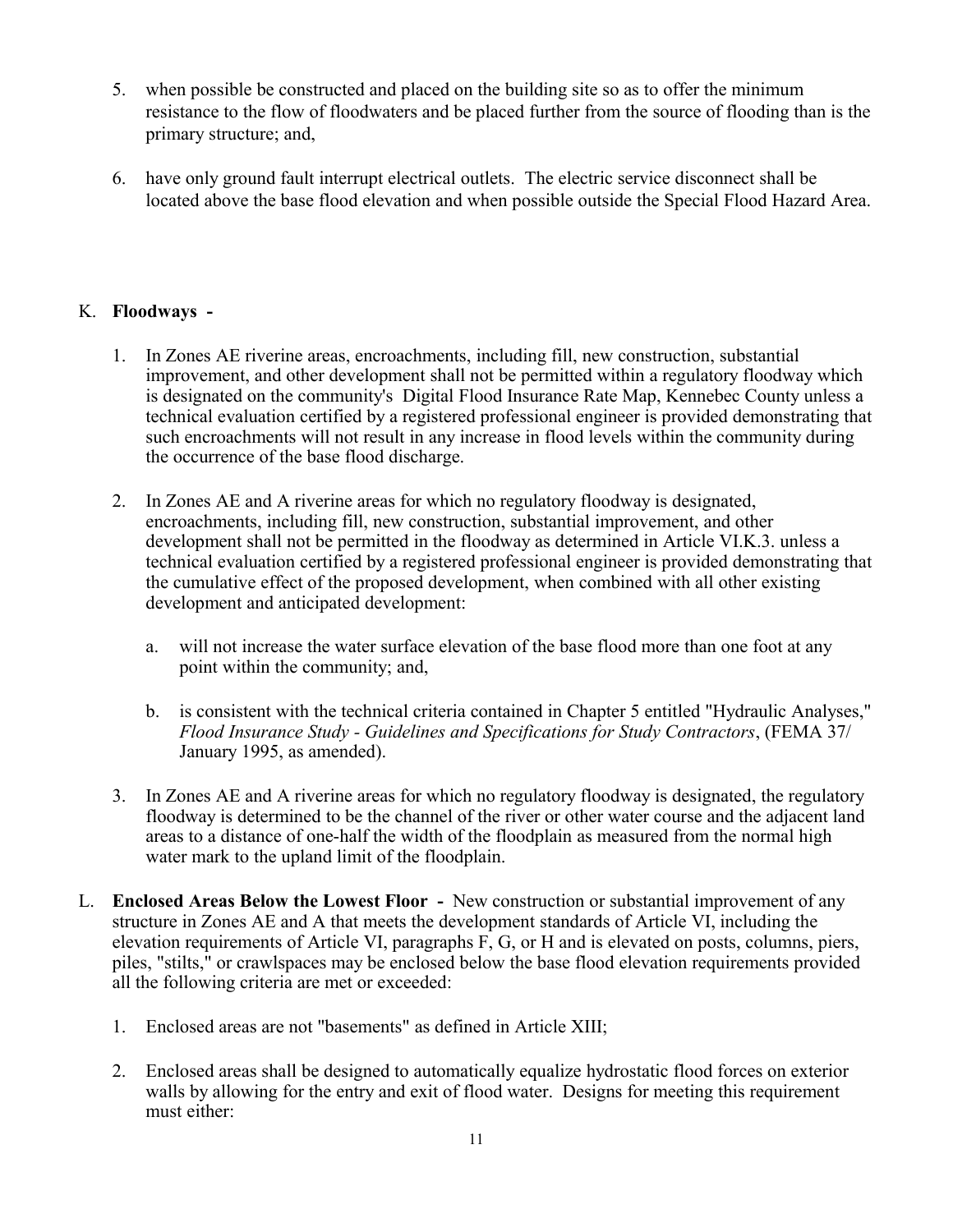5. when possible be constructed and placed on the building site so as to offer the minimum resistance to the flow of floodwaters and be placed further from the source of flooding than is the primary structure; and,

6. have only ground fault interrupt electrical outlets. The electric service disconnect shall be located above the base flood elevation and when possible outside the Special Flood Hazard Area.

K. **Floodways -**

1. In Zones AE riverine areas, encroachments, including fill, new construction, substantial improvement, and other development shall not be permitted within a regulatory floodway which is designated on the community's Digital Flood Insurance Rate Map, Kennebec County unless a technical evaluation certified by a registered professional engineer is provided demonstrating that such encroachments will not result in any increase in flood levels within the community during the occurrence of the base flood discharge.

2. In Zones AE and A riverine areas for which no regulatory floodway is designated, encroachments, including fill, new construction, substantial improvement, and other development shall not be permitted in the floodway as determined in Article VI.K.3. unless a technical evaluation certified by a registered professional engineer is provided demonstrating that the cumulative effect of the proposed development, when combined with all other existing development and anticipated development:

   a. will not increase the water surface elevation of the base flood more than one foot at any point within the community; and,

   b. is consistent with the technical criteria contained in Chapter 5 entitled "Hydraulic Analyses," *Flood Insurance Study - Guidelines and Specifications for Study Contractors*, (FEMA 37/ January 1995, as amended).

3. In Zones AE and A riverine areas for which no regulatory floodway is designated, the regulatory floodway is determined to be the channel of the river or other water course and the adjacent land areas to a distance of one-half the width of the floodplain as measured from the normal high water mark to the upland limit of the floodplain.

L. **Enclosed Areas Below the Lowest Floor -** New construction or substantial improvement of any structure in Zones AE and A that meets the development standards of Article VI, including the elevation requirements of Article VI, paragraphs F, G, or H and is elevated on posts, columns, piers, piles, "stilts," or crawlspaces may be enclosed below the base flood elevation requirements provided all the following criteria are met or exceeded:

1. Enclosed areas are not "basements" as defined in Article XIII;

2. Enclosed areas shall be designed to automatically equalize hydrostatic flood forces on exterior walls by allowing for the entry and exit of flood water. Designs for meeting this requirement must either: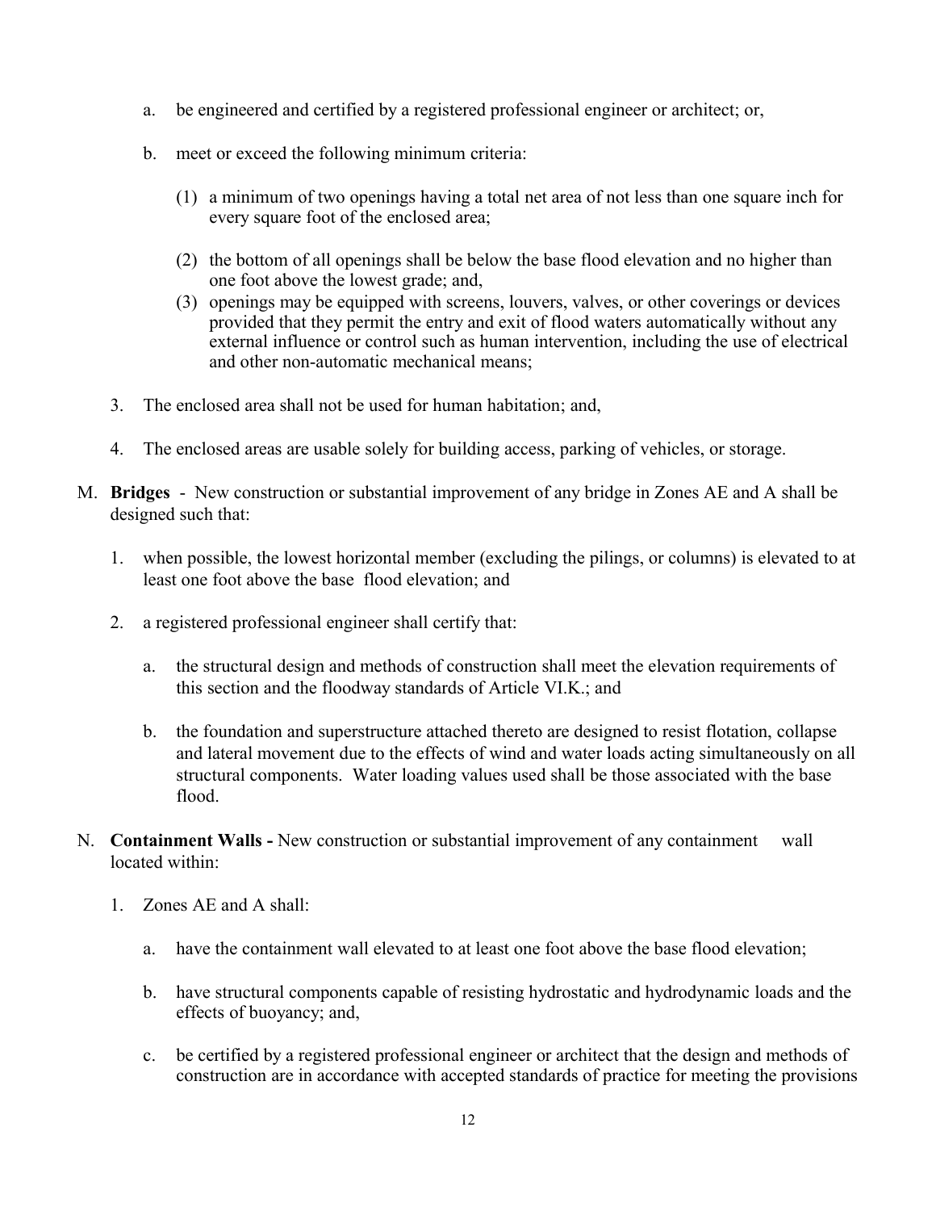a. be engineered and certified by a registered professional engineer or architect; or,

b. meet or exceed the following minimum criteria:

   (1) a minimum of two openings having a total net area of not less than one square inch for every square foot of the enclosed area;

   (2) the bottom of all openings shall be below the base flood elevation and no higher than one foot above the lowest grade; and,

   (3) openings may be equipped with screens, louvers, valves, or other coverings or devices provided that they permit the entry and exit of flood waters automatically without any external influence or control such as human intervention, including the use of electrical and other non-automatic mechanical means;

3. The enclosed area shall not be used for human habitation; and,

4. The enclosed areas are usable solely for building access, parking of vehicles, or storage.

M. **Bridges** - New construction or substantial improvement of any bridge in Zones AE and A shall be designed such that:

   1. when possible, the lowest horizontal member (excluding the pilings, or columns) is elevated to at least one foot above the base flood elevation; and

   2. a registered professional engineer shall certify that:

      a. the structural design and methods of construction shall meet the elevation requirements of this section and the floodway standards of Article VI.K.; and

      b. the foundation and superstructure attached thereto are designed to resist flotation, collapse and lateral movement due to the effects of wind and water loads acting simultaneously on all structural components. Water loading values used shall be those associated with the base flood.

N. **Containment Walls -** New construction or substantial improvement of any containment wall located within:

   1. Zones AE and A shall:

      a. have the containment wall elevated to at least one foot above the base flood elevation;

      b. have structural components capable of resisting hydrostatic and hydrodynamic loads and the effects of buoyancy; and,

      c. be certified by a registered professional engineer or architect that the design and methods of construction are in accordance with accepted standards of practice for meeting the provisions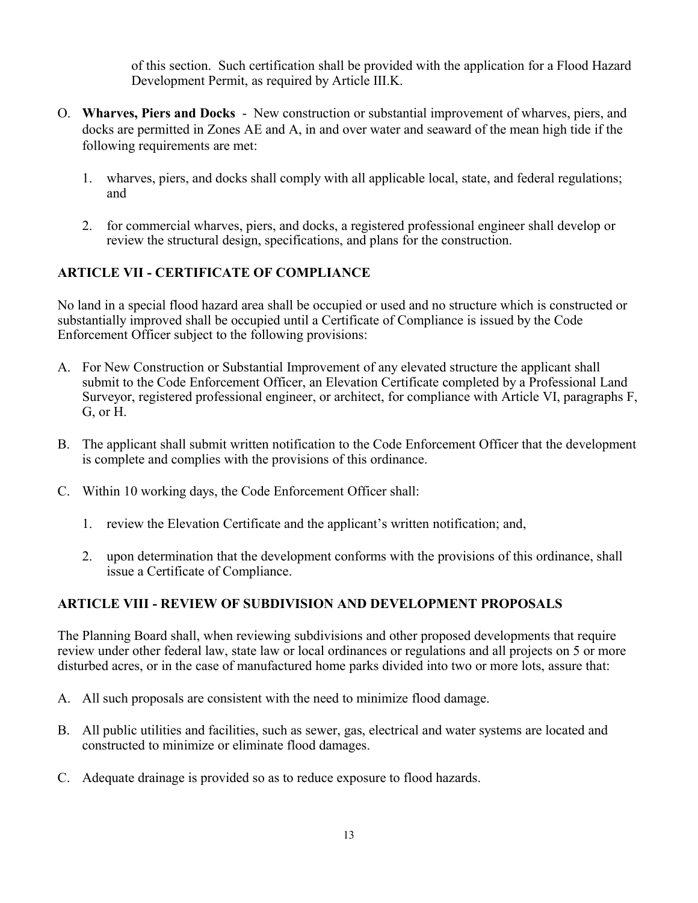of this section. Such certification shall be provided with the application for a Flood Hazard Development Permit, as required by Article III.K.

O. **Wharves, Piers and Docks** - New construction or substantial improvement of wharves, piers, and docks are permitted in Zones AE and A, in and over water and seaward of the mean high tide if the following requirements are met:

   1. wharves, piers, and docks shall comply with all applicable local, state, and federal regulations; and

   2. for commercial wharves, piers, and docks, a registered professional engineer shall develop or review the structural design, specifications, and plans for the construction.

## ARTICLE VII - CERTIFICATE OF COMPLIANCE

No land in a special flood hazard area shall be occupied or used and no structure which is constructed or substantially improved shall be occupied until a Certificate of Compliance is issued by the Code Enforcement Officer subject to the following provisions:

A. For New Construction or Substantial Improvement of any elevated structure the applicant shall submit to the Code Enforcement Officer, an Elevation Certificate completed by a Professional Land Surveyor, registered professional engineer, or architect, for compliance with Article VI, paragraphs F, G, or H.

B. The applicant shall submit written notification to the Code Enforcement Officer that the development is complete and complies with the provisions of this ordinance.

C. Within 10 working days, the Code Enforcement Officer shall:

   1. review the Elevation Certificate and the applicant's written notification; and,

   2. upon determination that the development conforms with the provisions of this ordinance, shall issue a Certificate of Compliance.

## ARTICLE VIII - REVIEW OF SUBDIVISION AND DEVELOPMENT PROPOSALS

The Planning Board shall, when reviewing subdivisions and other proposed developments that require review under other federal law, state law or local ordinances or regulations and all projects on 5 or more disturbed acres, or in the case of manufactured home parks divided into two or more lots, assure that:

A. All such proposals are consistent with the need to minimize flood damage.

B. All public utilities and facilities, such as sewer, gas, electrical and water systems are located and constructed to minimize or eliminate flood damages.

C. Adequate drainage is provided so as to reduce exposure to flood hazards.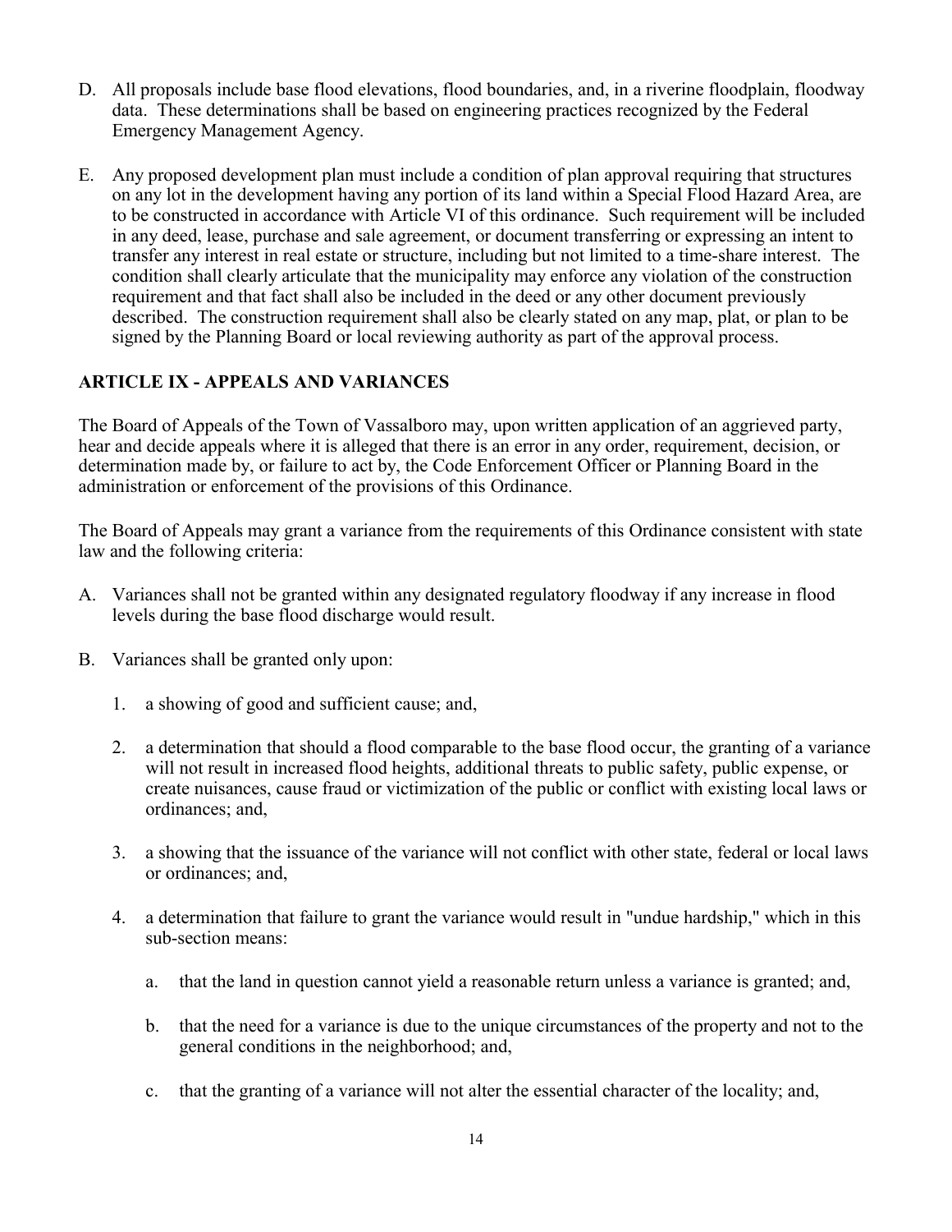D. All proposals include base flood elevations, flood boundaries, and, in a riverine floodplain, floodway data. These determinations shall be based on engineering practices recognized by the Federal Emergency Management Agency.

E. Any proposed development plan must include a condition of plan approval requiring that structures on any lot in the development having any portion of its land within a Special Flood Hazard Area, are to be constructed in accordance with Article VI of this ordinance. Such requirement will be included in any deed, lease, purchase and sale agreement, or document transferring or expressing an intent to transfer any interest in real estate or structure, including but not limited to a time-share interest. The condition shall clearly articulate that the municipality may enforce any violation of the construction requirement and that fact shall also be included in the deed or any other document previously described. The construction requirement shall also be clearly stated on any map, plat, or plan to be signed by the Planning Board or local reviewing authority as part of the approval process.

## ARTICLE IX - APPEALS AND VARIANCES

The Board of Appeals of the Town of Vassalboro may, upon written application of an aggrieved party, hear and decide appeals where it is alleged that there is an error in any order, requirement, decision, or determination made by, or failure to act by, the Code Enforcement Officer or Planning Board in the administration or enforcement of the provisions of this Ordinance.

The Board of Appeals may grant a variance from the requirements of this Ordinance consistent with state law and the following criteria:

A. Variances shall not be granted within any designated regulatory floodway if any increase in flood levels during the base flood discharge would result.

B. Variances shall be granted only upon:

   1. a showing of good and sufficient cause; and,

   2. a determination that should a flood comparable to the base flood occur, the granting of a variance will not result in increased flood heights, additional threats to public safety, public expense, or create nuisances, cause fraud or victimization of the public or conflict with existing local laws or ordinances; and,

   3. a showing that the issuance of the variance will not conflict with other state, federal or local laws or ordinances; and,

   4. a determination that failure to grant the variance would result in "undue hardship," which in this sub-section means:

      a. that the land in question cannot yield a reasonable return unless a variance is granted; and,

      b. that the need for a variance is due to the unique circumstances of the property and not to the general conditions in the neighborhood; and,

      c. that the granting of a variance will not alter the essential character of the locality; and,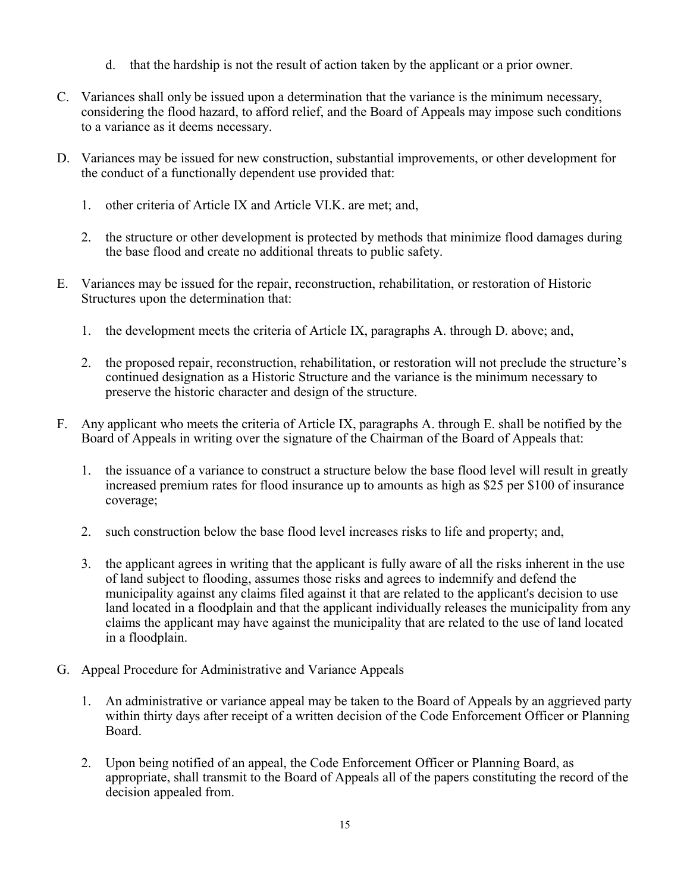d. that the hardship is not the result of action taken by the applicant or a prior owner.

C. Variances shall only be issued upon a determination that the variance is the minimum necessary, considering the flood hazard, to afford relief, and the Board of Appeals may impose such conditions to a variance as it deems necessary.

D. Variances may be issued for new construction, substantial improvements, or other development for the conduct of a functionally dependent use provided that:

   1. other criteria of Article IX and Article VI.K. are met; and,

   2. the structure or other development is protected by methods that minimize flood damages during the base flood and create no additional threats to public safety.

E. Variances may be issued for the repair, reconstruction, rehabilitation, or restoration of Historic Structures upon the determination that:

   1. the development meets the criteria of Article IX, paragraphs A. through D. above; and,

   2. the proposed repair, reconstruction, rehabilitation, or restoration will not preclude the structure's continued designation as a Historic Structure and the variance is the minimum necessary to preserve the historic character and design of the structure.

F. Any applicant who meets the criteria of Article IX, paragraphs A. through E. shall be notified by the Board of Appeals in writing over the signature of the Chairman of the Board of Appeals that:

   1. the issuance of a variance to construct a structure below the base flood level will result in greatly increased premium rates for flood insurance up to amounts as high as $25 per $100 of insurance coverage;

   2. such construction below the base flood level increases risks to life and property; and,

   3. the applicant agrees in writing that the applicant is fully aware of all the risks inherent in the use of land subject to flooding, assumes those risks and agrees to indemnify and defend the municipality against any claims filed against it that are related to the applicant's decision to use land located in a floodplain and that the applicant individually releases the municipality from any claims the applicant may have against the municipality that are related to the use of land located in a floodplain.

G. Appeal Procedure for Administrative and Variance Appeals

   1. An administrative or variance appeal may be taken to the Board of Appeals by an aggrieved party within thirty days after receipt of a written decision of the Code Enforcement Officer or Planning Board.

   2. Upon being notified of an appeal, the Code Enforcement Officer or Planning Board, as appropriate, shall transmit to the Board of Appeals all of the papers constituting the record of the decision appealed from.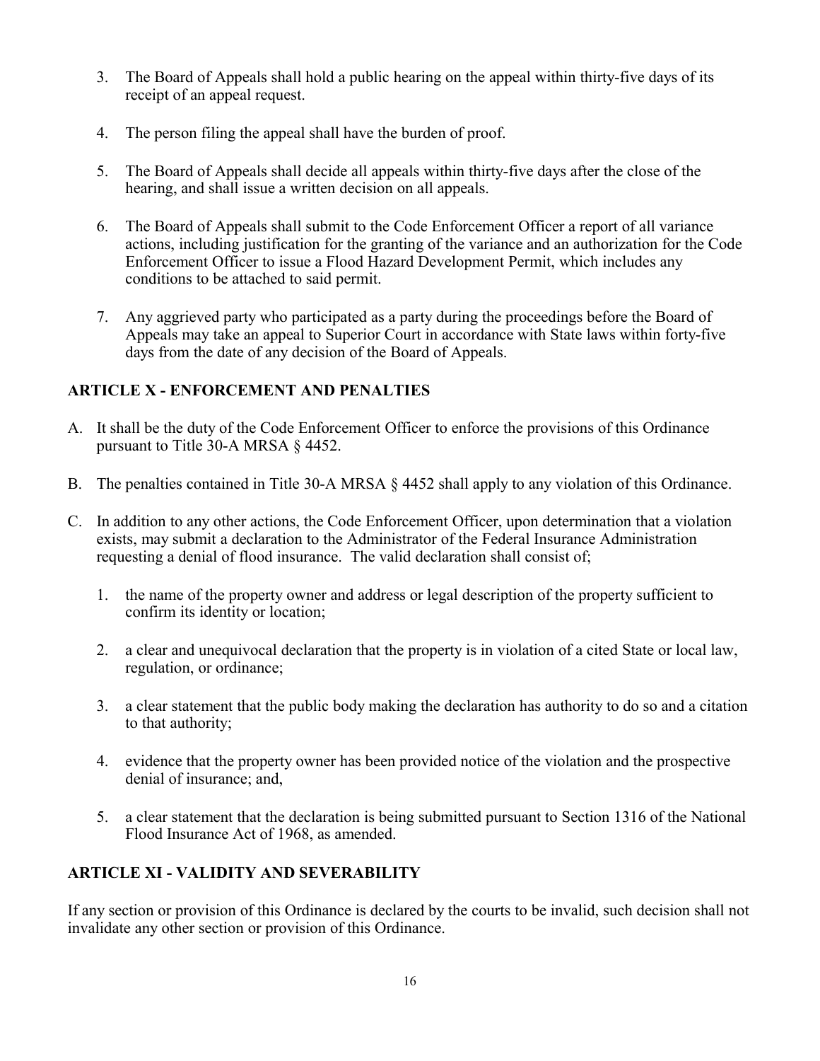3. The Board of Appeals shall hold a public hearing on the appeal within thirty-five days of its receipt of an appeal request.

4. The person filing the appeal shall have the burden of proof.

5. The Board of Appeals shall decide all appeals within thirty-five days after the close of the hearing, and shall issue a written decision on all appeals.

6. The Board of Appeals shall submit to the Code Enforcement Officer a report of all variance actions, including justification for the granting of the variance and an authorization for the Code Enforcement Officer to issue a Flood Hazard Development Permit, which includes any conditions to be attached to said permit.

7. Any aggrieved party who participated as a party during the proceedings before the Board of Appeals may take an appeal to Superior Court in accordance with State laws within forty-five days from the date of any decision of the Board of Appeals.

## ARTICLE X - ENFORCEMENT AND PENALTIES

A. It shall be the duty of the Code Enforcement Officer to enforce the provisions of this Ordinance pursuant to Title 30-A MRSA § 4452.

B. The penalties contained in Title 30-A MRSA § 4452 shall apply to any violation of this Ordinance.

C. In addition to any other actions, the Code Enforcement Officer, upon determination that a violation exists, may submit a declaration to the Administrator of the Federal Insurance Administration requesting a denial of flood insurance. The valid declaration shall consist of;

   1. the name of the property owner and address or legal description of the property sufficient to confirm its identity or location;

   2. a clear and unequivocal declaration that the property is in violation of a cited State or local law, regulation, or ordinance;

   3. a clear statement that the public body making the declaration has authority to do so and a citation to that authority;

   4. evidence that the property owner has been provided notice of the violation and the prospective denial of insurance; and,

   5. a clear statement that the declaration is being submitted pursuant to Section 1316 of the National Flood Insurance Act of 1968, as amended.

## ARTICLE XI - VALIDITY AND SEVERABILITY

If any section or provision of this Ordinance is declared by the courts to be invalid, such decision shall not invalidate any other section or provision of this Ordinance.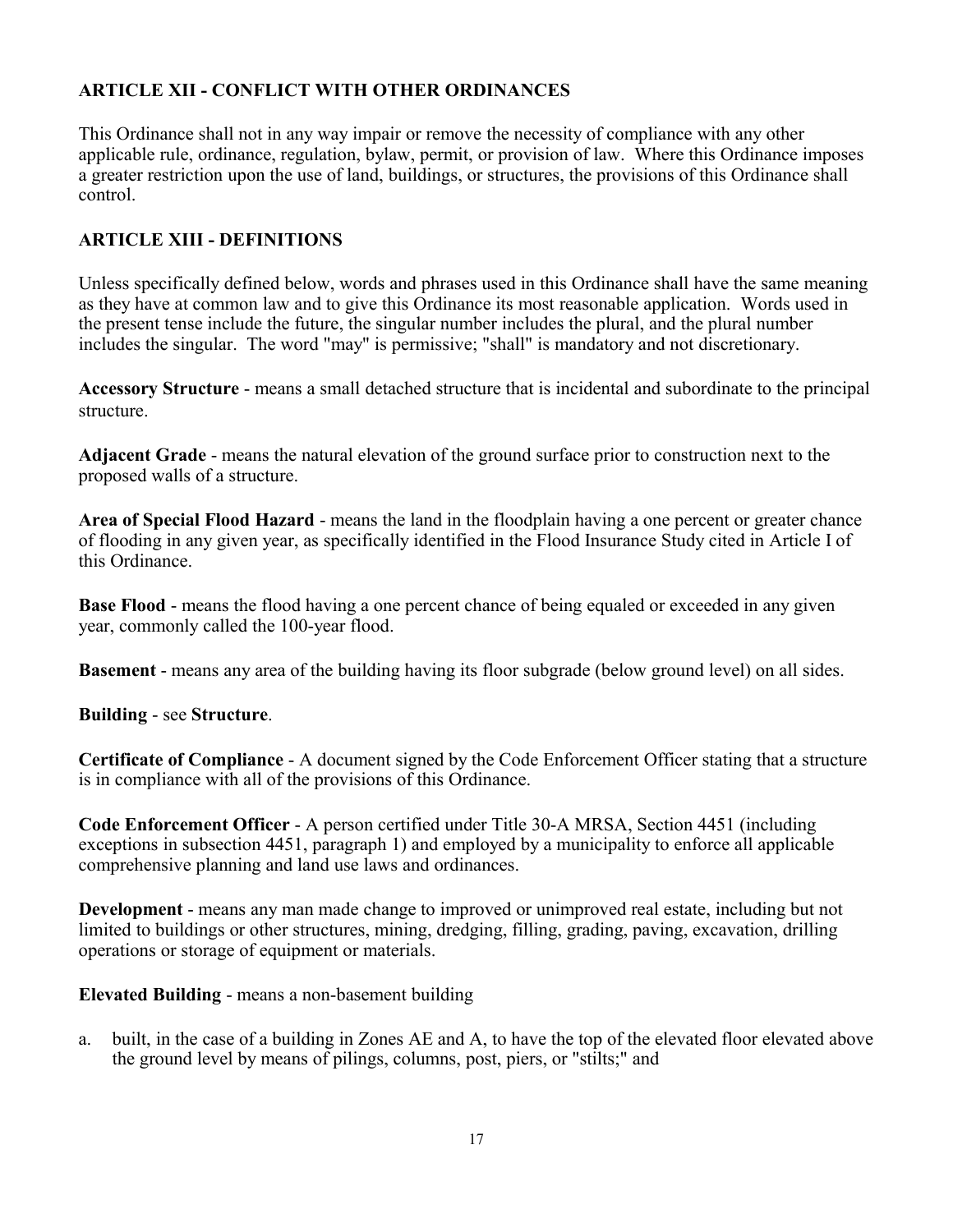## ARTICLE XII - CONFLICT WITH OTHER ORDINANCES

This Ordinance shall not in any way impair or remove the necessity of compliance with any other applicable rule, ordinance, regulation, bylaw, permit, or provision of law. Where this Ordinance imposes a greater restriction upon the use of land, buildings, or structures, the provisions of this Ordinance shall control.

## ARTICLE XIII - DEFINITIONS

Unless specifically defined below, words and phrases used in this Ordinance shall have the same meaning as they have at common law and to give this Ordinance its most reasonable application. Words used in the present tense include the future, the singular number includes the plural, and the plural number includes the singular. The word "may" is permissive; "shall" is mandatory and not discretionary.

**Accessory Structure** - means a small detached structure that is incidental and subordinate to the principal structure.

**Adjacent Grade** - means the natural elevation of the ground surface prior to construction next to the proposed walls of a structure.

**Area of Special Flood Hazard** - means the land in the floodplain having a one percent or greater chance of flooding in any given year, as specifically identified in the Flood Insurance Study cited in Article I of this Ordinance.

**Base Flood** - means the flood having a one percent chance of being equaled or exceeded in any given year, commonly called the 100-year flood.

**Basement** - means any area of the building having its floor subgrade (below ground level) on all sides.

**Building** - see **Structure**.

**Certificate of Compliance** - A document signed by the Code Enforcement Officer stating that a structure is in compliance with all of the provisions of this Ordinance.

**Code Enforcement Officer** - A person certified under Title 30-A MRSA, Section 4451 (including exceptions in subsection 4451, paragraph 1) and employed by a municipality to enforce all applicable comprehensive planning and land use laws and ordinances.

**Development** - means any man made change to improved or unimproved real estate, including but not limited to buildings or other structures, mining, dredging, filling, grading, paving, excavation, drilling operations or storage of equipment or materials.

**Elevated Building** - means a non-basement building

a. built, in the case of a building in Zones AE and A, to have the top of the elevated floor elevated above the ground level by means of pilings, columns, post, piers, or "stilts;" and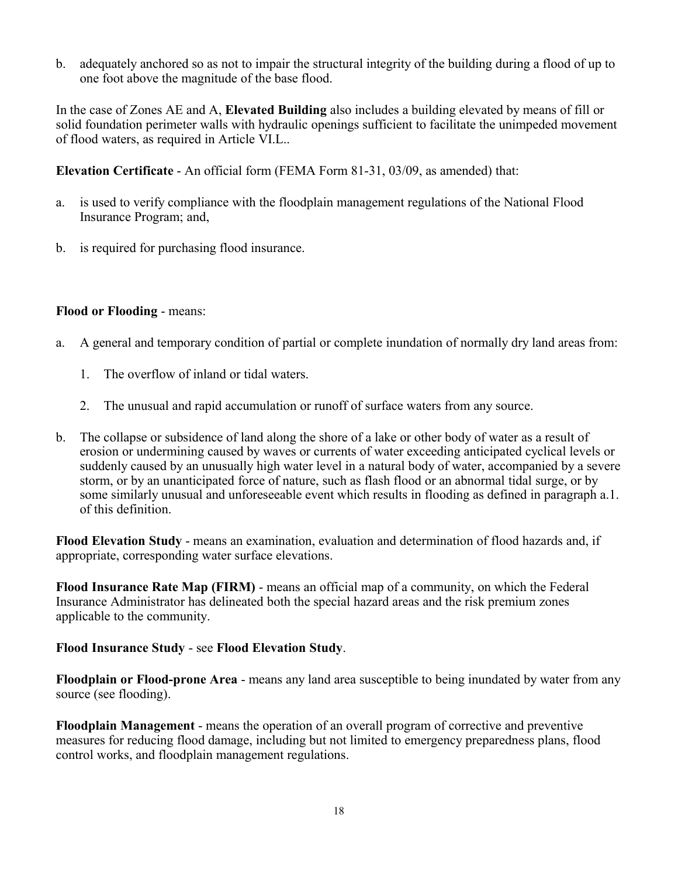b. adequately anchored so as not to impair the structural integrity of the building during a flood of up to one foot above the magnitude of the base flood.

In the case of Zones AE and A, **Elevated Building** also includes a building elevated by means of fill or solid foundation perimeter walls with hydraulic openings sufficient to facilitate the unimpeded movement of flood waters, as required in Article VI.L..

**Elevation Certificate** - An official form (FEMA Form 81-31, 03/09, as amended) that:

a. is used to verify compliance with the floodplain management regulations of the National Flood Insurance Program; and,

b. is required for purchasing flood insurance.

**Flood or Flooding** - means:

a. A general and temporary condition of partial or complete inundation of normally dry land areas from:

    1. The overflow of inland or tidal waters.

    2. The unusual and rapid accumulation or runoff of surface waters from any source.

b. The collapse or subsidence of land along the shore of a lake or other body of water as a result of erosion or undermining caused by waves or currents of water exceeding anticipated cyclical levels or suddenly caused by an unusually high water level in a natural body of water, accompanied by a severe storm, or by an unanticipated force of nature, such as flash flood or an abnormal tidal surge, or by some similarly unusual and unforeseeable event which results in flooding as defined in paragraph a.1. of this definition.

**Flood Elevation Study** - means an examination, evaluation and determination of flood hazards and, if appropriate, corresponding water surface elevations.

**Flood Insurance Rate Map (FIRM)** - means an official map of a community, on which the Federal Insurance Administrator has delineated both the special hazard areas and the risk premium zones applicable to the community.

**Flood Insurance Study** - see **Flood Elevation Study**.

**Floodplain or Flood-prone Area** - means any land area susceptible to being inundated by water from any source (see flooding).

**Floodplain Management** - means the operation of an overall program of corrective and preventive measures for reducing flood damage, including but not limited to emergency preparedness plans, flood control works, and floodplain management regulations.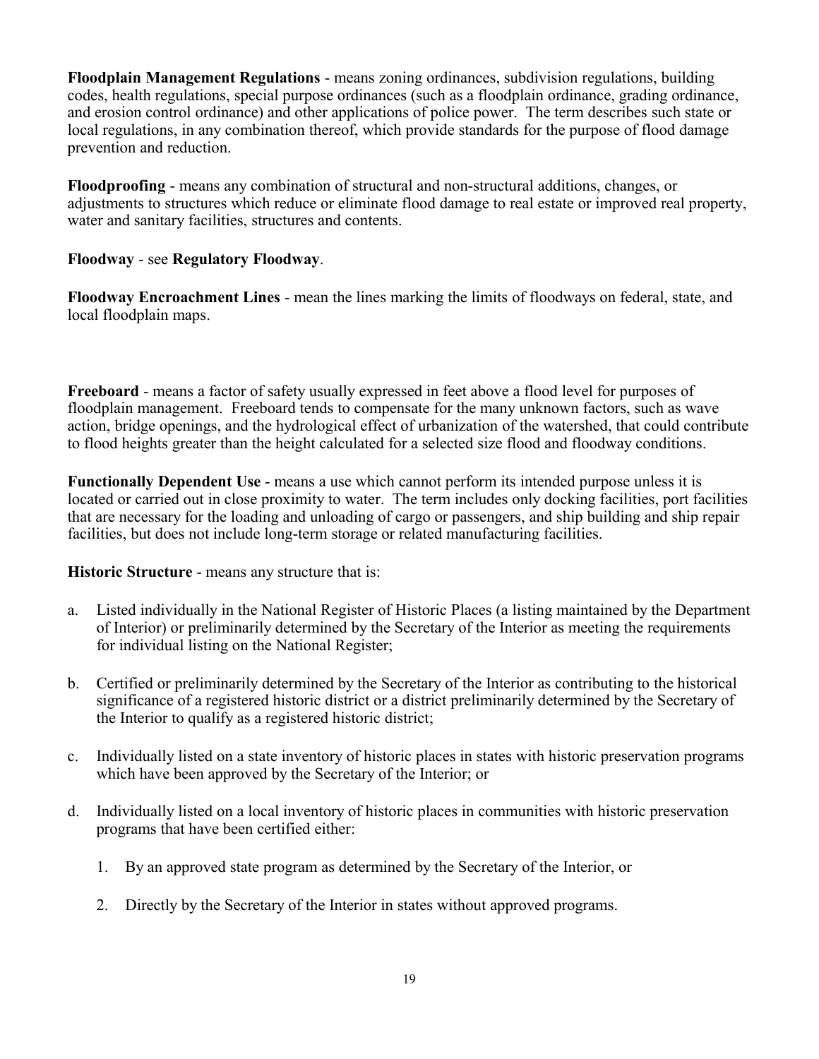**Floodplain Management Regulations** - means zoning ordinances, subdivision regulations, building codes, health regulations, special purpose ordinances (such as a floodplain ordinance, grading ordinance, and erosion control ordinance) and other applications of police power. The term describes such state or local regulations, in any combination thereof, which provide standards for the purpose of flood damage prevention and reduction.

**Floodproofing** - means any combination of structural and non-structural additions, changes, or adjustments to structures which reduce or eliminate flood damage to real estate or improved real property, water and sanitary facilities, structures and contents.

**Floodway** - see **Regulatory Floodway**.

**Floodway Encroachment Lines** - mean the lines marking the limits of floodways on federal, state, and local floodplain maps.

**Freeboard** - means a factor of safety usually expressed in feet above a flood level for purposes of floodplain management. Freeboard tends to compensate for the many unknown factors, such as wave action, bridge openings, and the hydrological effect of urbanization of the watershed, that could contribute to flood heights greater than the height calculated for a selected size flood and floodway conditions.

**Functionally Dependent Use** - means a use which cannot perform its intended purpose unless it is located or carried out in close proximity to water. The term includes only docking facilities, port facilities that are necessary for the loading and unloading of cargo or passengers, and ship building and ship repair facilities, but does not include long-term storage or related manufacturing facilities.

**Historic Structure** - means any structure that is:

a. Listed individually in the National Register of Historic Places (a listing maintained by the Department of Interior) or preliminarily determined by the Secretary of the Interior as meeting the requirements for individual listing on the National Register;

b. Certified or preliminarily determined by the Secretary of the Interior as contributing to the historical significance of a registered historic district or a district preliminarily determined by the Secretary of the Interior to qualify as a registered historic district;

c. Individually listed on a state inventory of historic places in states with historic preservation programs which have been approved by the Secretary of the Interior; or

d. Individually listed on a local inventory of historic places in communities with historic preservation programs that have been certified either:

   1. By an approved state program as determined by the Secretary of the Interior, or

   2. Directly by the Secretary of the Interior in states without approved programs.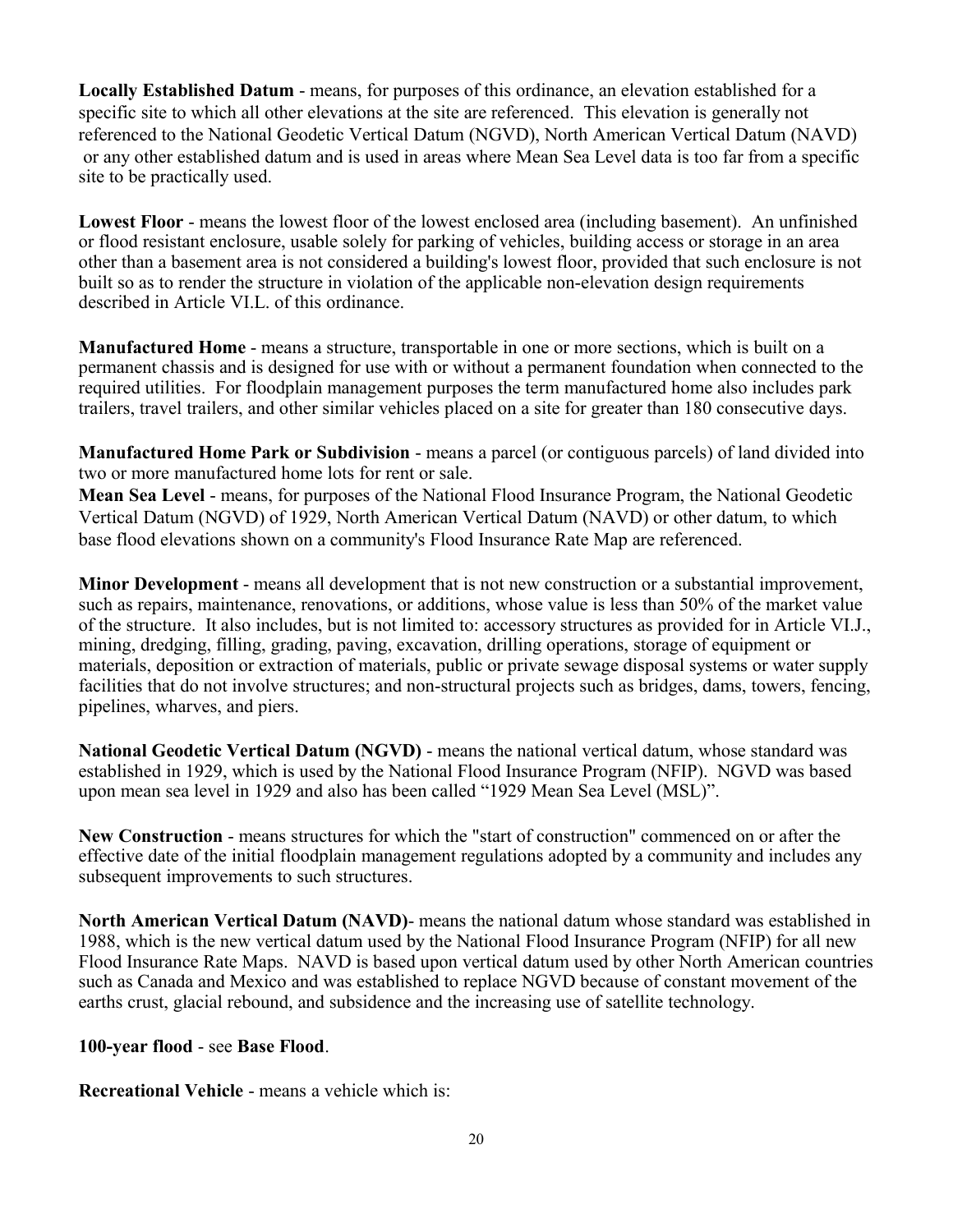**Locally Established Datum** - means, for purposes of this ordinance, an elevation established for a specific site to which all other elevations at the site are referenced. This elevation is generally not referenced to the National Geodetic Vertical Datum (NGVD), North American Vertical Datum (NAVD) or any other established datum and is used in areas where Mean Sea Level data is too far from a specific site to be practically used.

**Lowest Floor** - means the lowest floor of the lowest enclosed area (including basement). An unfinished or flood resistant enclosure, usable solely for parking of vehicles, building access or storage in an area other than a basement area is not considered a building's lowest floor, provided that such enclosure is not built so as to render the structure in violation of the applicable non-elevation design requirements described in Article VI.L. of this ordinance.

**Manufactured Home** - means a structure, transportable in one or more sections, which is built on a permanent chassis and is designed for use with or without a permanent foundation when connected to the required utilities. For floodplain management purposes the term manufactured home also includes park trailers, travel trailers, and other similar vehicles placed on a site for greater than 180 consecutive days.

**Manufactured Home Park or Subdivision** - means a parcel (or contiguous parcels) of land divided into two or more manufactured home lots for rent or sale.

**Mean Sea Level** - means, for purposes of the National Flood Insurance Program, the National Geodetic Vertical Datum (NGVD) of 1929, North American Vertical Datum (NAVD) or other datum, to which base flood elevations shown on a community's Flood Insurance Rate Map are referenced.

**Minor Development** - means all development that is not new construction or a substantial improvement, such as repairs, maintenance, renovations, or additions, whose value is less than 50% of the market value of the structure. It also includes, but is not limited to: accessory structures as provided for in Article VI.J., mining, dredging, filling, grading, paving, excavation, drilling operations, storage of equipment or materials, deposition or extraction of materials, public or private sewage disposal systems or water supply facilities that do not involve structures; and non-structural projects such as bridges, dams, towers, fencing, pipelines, wharves, and piers.

**National Geodetic Vertical Datum (NGVD)** - means the national vertical datum, whose standard was established in 1929, which is used by the National Flood Insurance Program (NFIP). NGVD was based upon mean sea level in 1929 and also has been called "1929 Mean Sea Level (MSL)".

**New Construction** - means structures for which the "start of construction" commenced on or after the effective date of the initial floodplain management regulations adopted by a community and includes any subsequent improvements to such structures.

**North American Vertical Datum (NAVD)**- means the national datum whose standard was established in 1988, which is the new vertical datum used by the National Flood Insurance Program (NFIP) for all new Flood Insurance Rate Maps. NAVD is based upon vertical datum used by other North American countries such as Canada and Mexico and was established to replace NGVD because of constant movement of the earths crust, glacial rebound, and subsidence and the increasing use of satellite technology.

**100-year flood** - see **Base Flood**.

**Recreational Vehicle** - means a vehicle which is: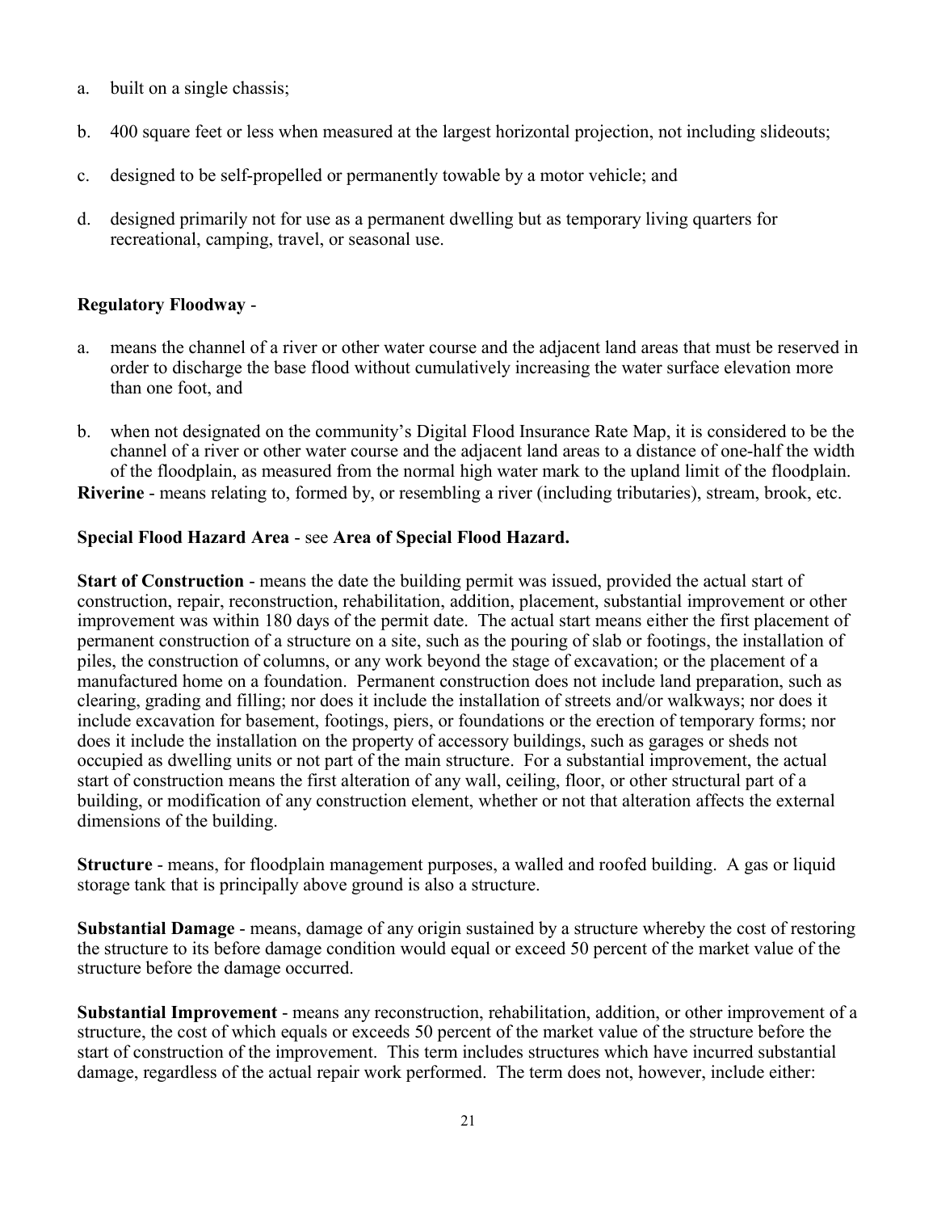a. built on a single chassis;

b. 400 square feet or less when measured at the largest horizontal projection, not including slideouts;

c. designed to be self-propelled or permanently towable by a motor vehicle; and

d. designed primarily not for use as a permanent dwelling but as temporary living quarters for recreational, camping, travel, or seasonal use.

**Regulatory Floodway** -

a. means the channel of a river or other water course and the adjacent land areas that must be reserved in order to discharge the base flood without cumulatively increasing the water surface elevation more than one foot, and

b. when not designated on the community's Digital Flood Insurance Rate Map, it is considered to be the channel of a river or other water course and the adjacent land areas to a distance of one-half the width of the floodplain, as measured from the normal high water mark to the upland limit of the floodplain.

**Riverine** - means relating to, formed by, or resembling a river (including tributaries), stream, brook, etc.

**Special Flood Hazard Area** - see **Area of Special Flood Hazard.**

**Start of Construction** - means the date the building permit was issued, provided the actual start of construction, repair, reconstruction, rehabilitation, addition, placement, substantial improvement or other improvement was within 180 days of the permit date. The actual start means either the first placement of permanent construction of a structure on a site, such as the pouring of slab or footings, the installation of piles, the construction of columns, or any work beyond the stage of excavation; or the placement of a manufactured home on a foundation. Permanent construction does not include land preparation, such as clearing, grading and filling; nor does it include the installation of streets and/or walkways; nor does it include excavation for basement, footings, piers, or foundations or the erection of temporary forms; nor does it include the installation on the property of accessory buildings, such as garages or sheds not occupied as dwelling units or not part of the main structure. For a substantial improvement, the actual start of construction means the first alteration of any wall, ceiling, floor, or other structural part of a building, or modification of any construction element, whether or not that alteration affects the external dimensions of the building.

**Structure** - means, for floodplain management purposes, a walled and roofed building. A gas or liquid storage tank that is principally above ground is also a structure.

**Substantial Damage** - means, damage of any origin sustained by a structure whereby the cost of restoring the structure to its before damage condition would equal or exceed 50 percent of the market value of the structure before the damage occurred.

**Substantial Improvement** - means any reconstruction, rehabilitation, addition, or other improvement of a structure, the cost of which equals or exceeds 50 percent of the market value of the structure before the start of construction of the improvement. This term includes structures which have incurred substantial damage, regardless of the actual repair work performed. The term does not, however, include either: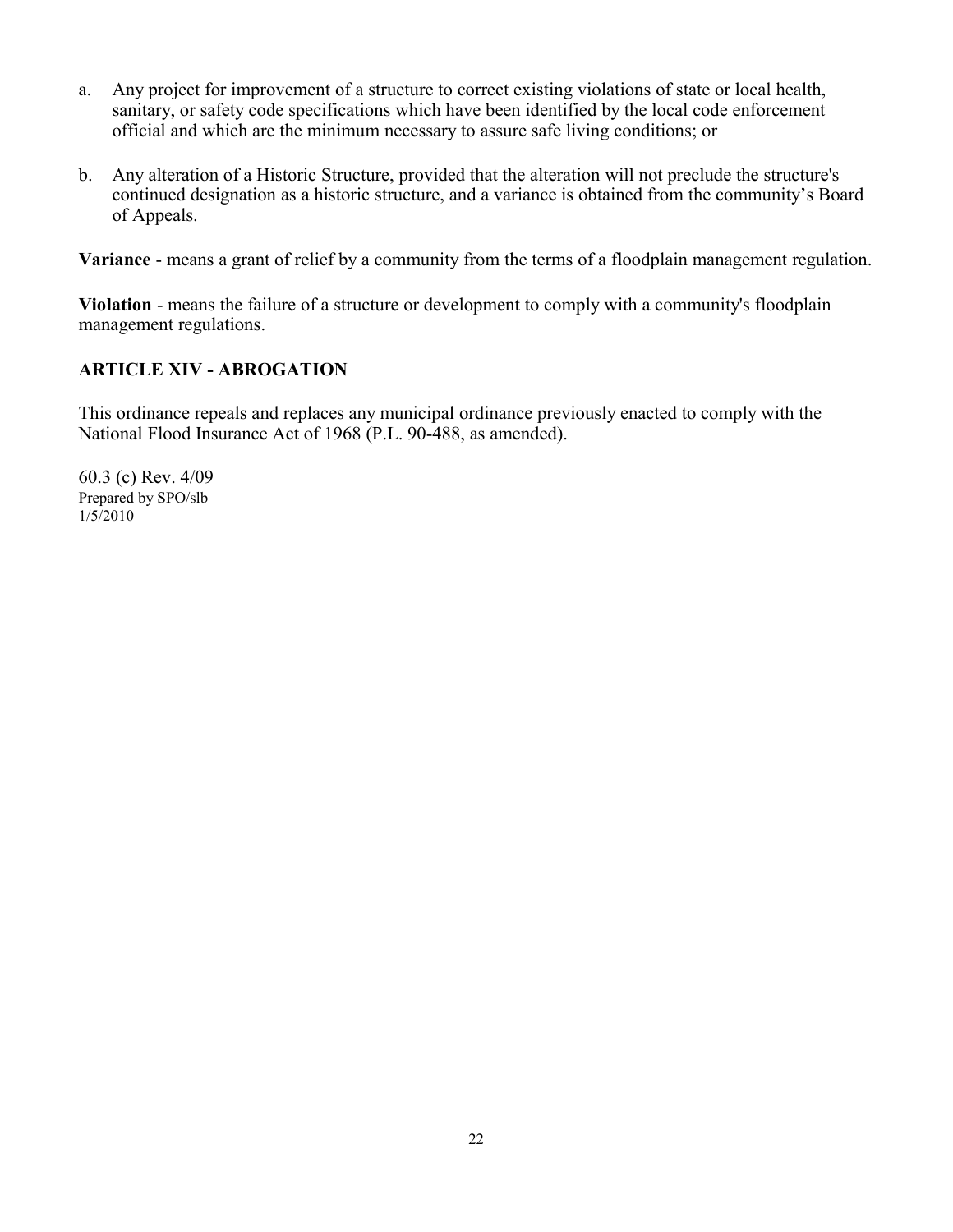a. Any project for improvement of a structure to correct existing violations of state or local health, sanitary, or safety code specifications which have been identified by the local code enforcement official and which are the minimum necessary to assure safe living conditions; or

b. Any alteration of a Historic Structure, provided that the alteration will not preclude the structure's continued designation as a historic structure, and a variance is obtained from the community's Board of Appeals.

**Variance** - means a grant of relief by a community from the terms of a floodplain management regulation.

**Violation** - means the failure of a structure or development to comply with a community's floodplain management regulations.

## ARTICLE XIV - ABROGATION

This ordinance repeals and replaces any municipal ordinance previously enacted to comply with the National Flood Insurance Act of 1968 (P.L. 90-488, as amended).

60.3 (c) Rev. 4/09
Prepared by SPO/slb
1/5/2010